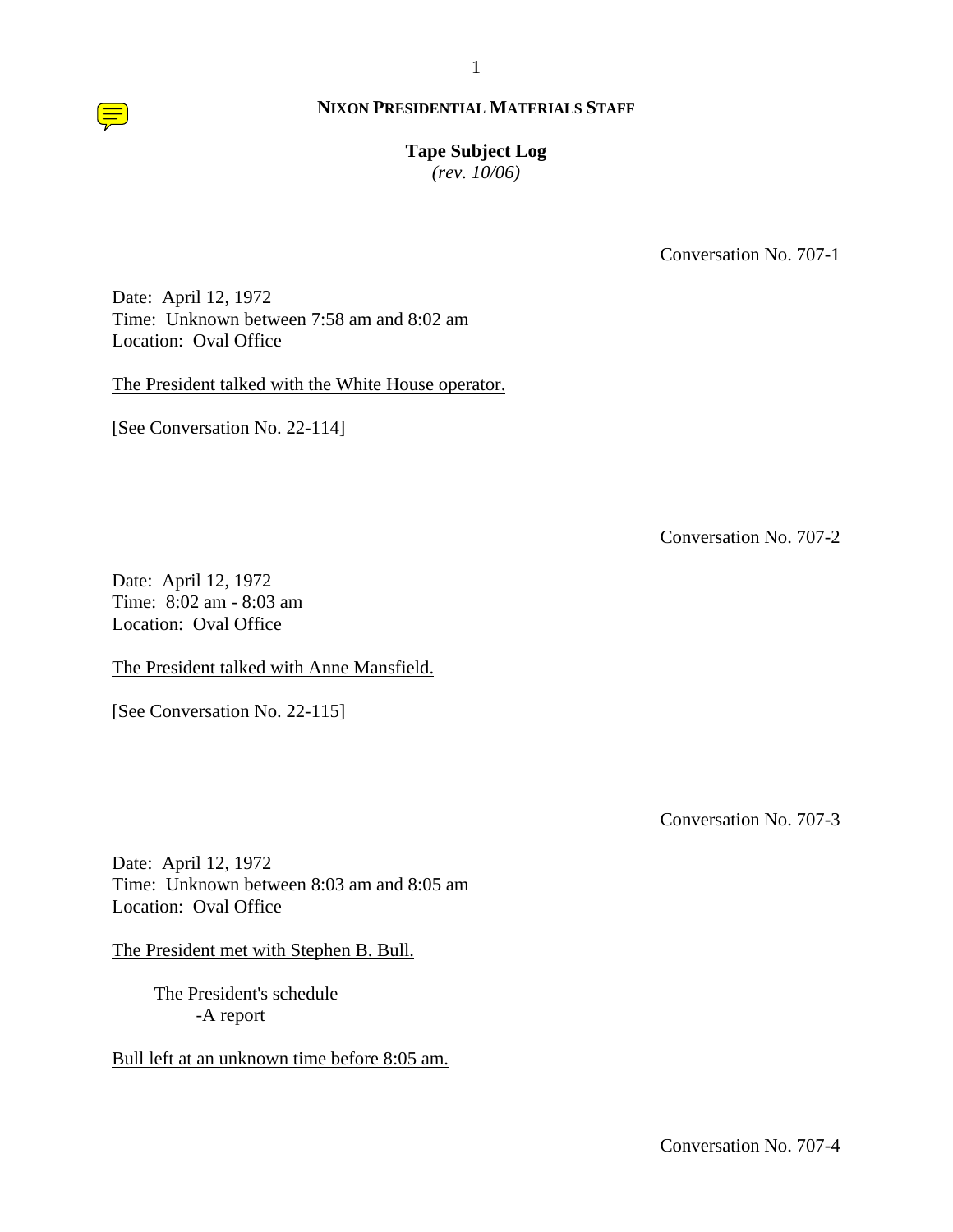**NIXON PRESIDENTIAL MATERIALS STAFF**

**Tape Subject Log**
*(rev. 10/06)*

Conversation No. 707-1

Date: April 12, 1972
Time: Unknown between 7:58 am and 8:02 am
Location: Oval Office

The President talked with the White House operator.

[See Conversation No. 22-114]

Conversation No. 707-2

Date: April 12, 1972
Time: 8:02 am - 8:03 am
Location: Oval Office

The President talked with Anne Mansfield.

[See Conversation No. 22-115]

Conversation No. 707-3

Date: April 12, 1972
Time: Unknown between 8:03 am and 8:05 am
Location: Oval Office

The President met with Stephen B. Bull.

The President's schedule
-A report

Bull left at an unknown time before 8:05 am.

Conversation No. 707-4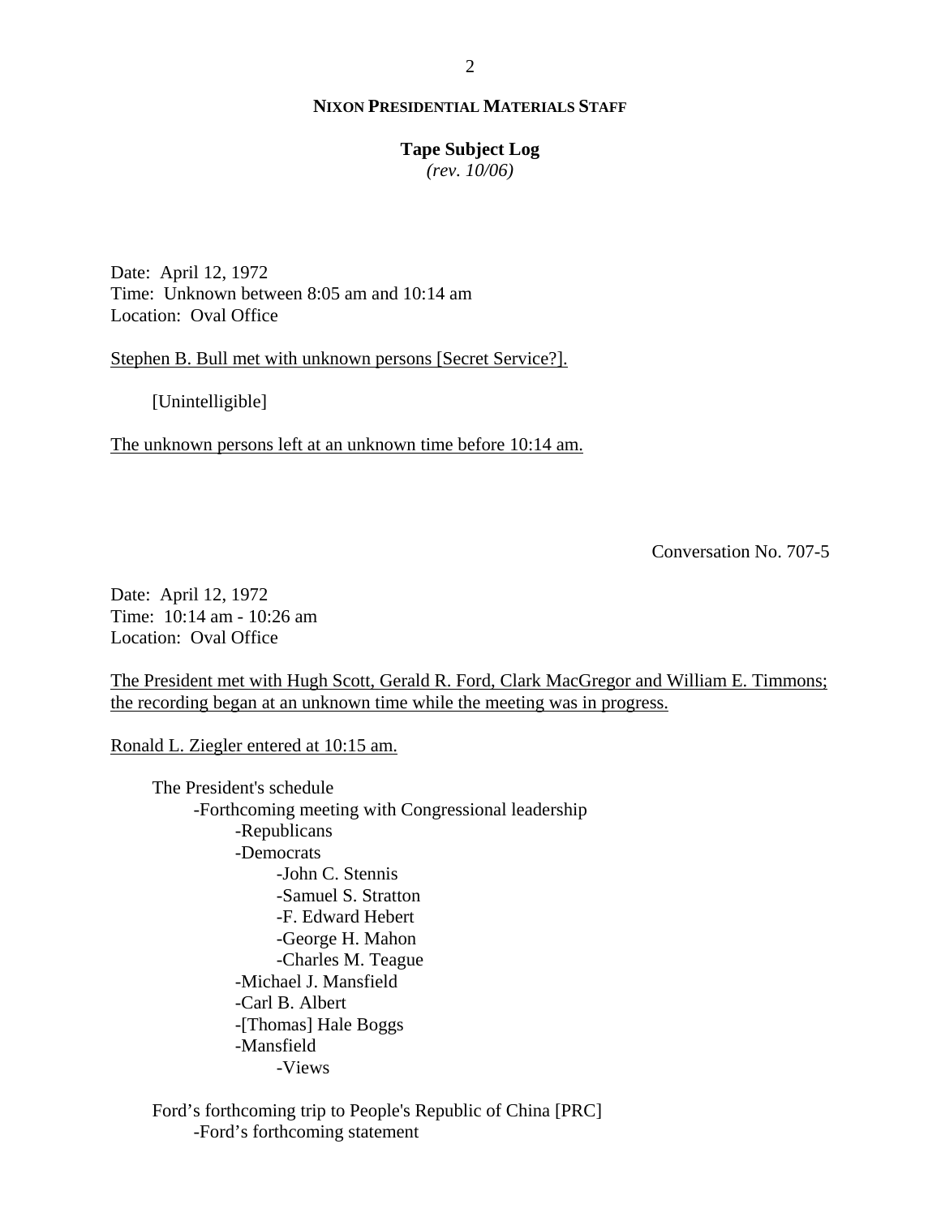**NIXON PRESIDENTIAL MATERIALS STAFF**

**Tape Subject Log**
*(rev. 10/06)*

Date: April 12, 1972
Time: Unknown between 8:05 am and 10:14 am
Location: Oval Office

<u>Stephen B. Bull met with unknown persons [Secret Service?].</u>

[Unintelligible]

<u>The unknown persons left at an unknown time before 10:14 am.</u>

Conversation No. 707-5

Date: April 12, 1972
Time: 10:14 am - 10:26 am
Location: Oval Office

<u>The President met with Hugh Scott, Gerald R. Ford, Clark MacGregor and William E. Timmons; the recording began at an unknown time while the meeting was in progress.</u>

<u>Ronald L. Ziegler entered at 10:15 am.</u>

- The President's schedule
  - -Forthcoming meeting with Congressional leadership
    - -Republicans
    - -Democrats
      - -John C. Stennis
      - -Samuel S. Stratton
      - -F. Edward Hebert
      - -George H. Mahon
      - -Charles M. Teague
    - -Michael J. Mansfield
    - -Carl B. Albert
    - -[Thomas] Hale Boggs
    - -Mansfield
      - -Views

- Ford's forthcoming trip to People's Republic of China [PRC]
  - -Ford's forthcoming statement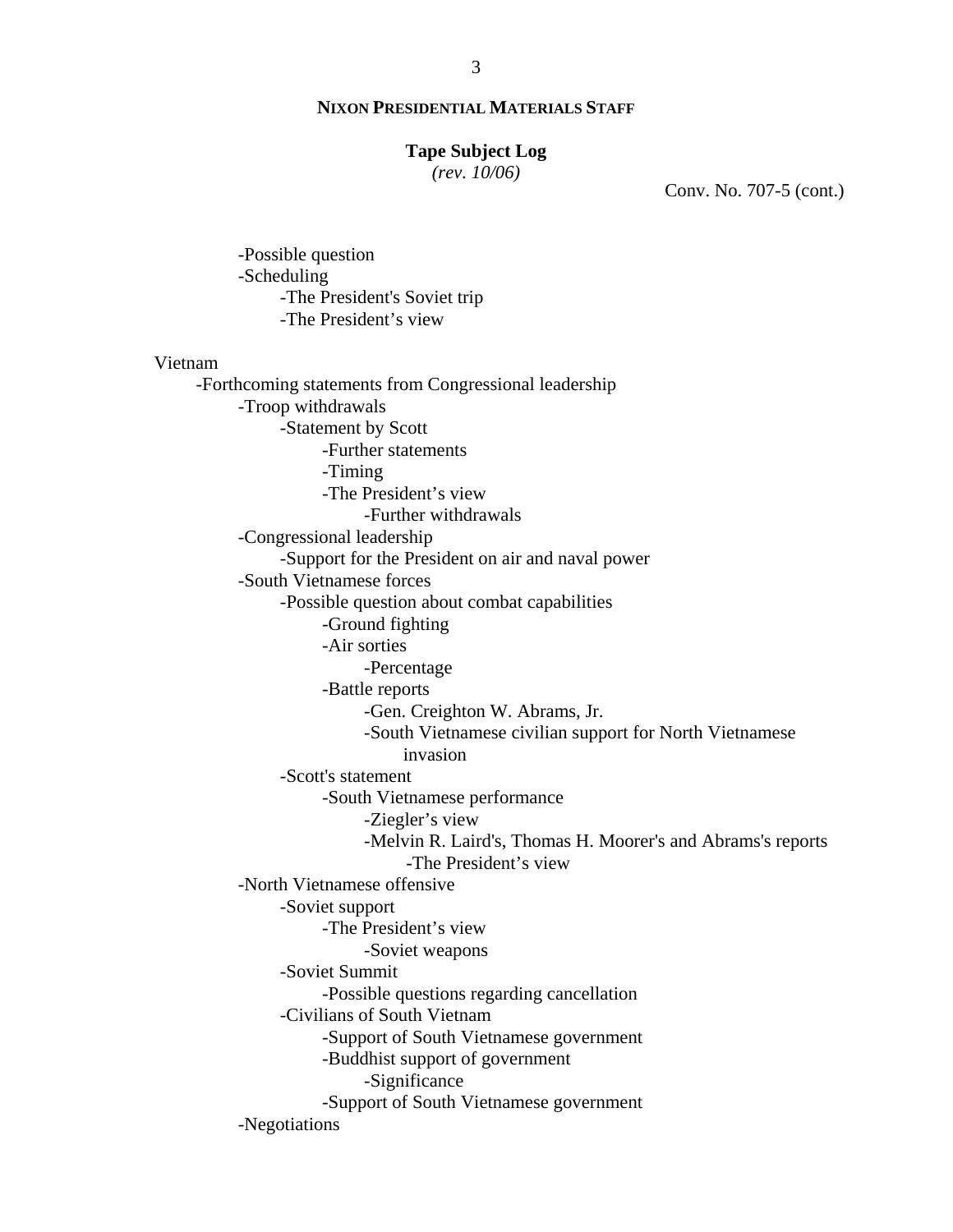**NIXON PRESIDENTIAL MATERIALS STAFF**

**Tape Subject Log**
*(rev. 10/06)*

Conv. No. 707-5 (cont.)

- -Possible question
- -Scheduling
    - -The President's Soviet trip
    - -The President's view

Vietnam
- -Forthcoming statements from Congressional leadership
    - -Troop withdrawals
        - -Statement by Scott
            - -Further statements
            - -Timing
            - -The President's view
                - -Further withdrawals
    - -Congressional leadership
        - -Support for the President on air and naval power
    - -South Vietnamese forces
        - -Possible question about combat capabilities
            - -Ground fighting
            - -Air sorties
                - -Percentage
            - -Battle reports
                - -Gen. Creighton W. Abrams, Jr.
                - -South Vietnamese civilian support for North Vietnamese invasion
        - -Scott's statement
            - -South Vietnamese performance
                - -Ziegler's view
                - -Melvin R. Laird's, Thomas H. Moorer's and Abrams's reports
                    - -The President's view
    - -North Vietnamese offensive
        - -Soviet support
            - -The President's view
                - -Soviet weapons
        - -Soviet Summit
            - -Possible questions regarding cancellation
        - -Civilians of South Vietnam
            - -Support of South Vietnamese government
            - -Buddhist support of government
                - -Significance
            - -Support of South Vietnamese government
    - -Negotiations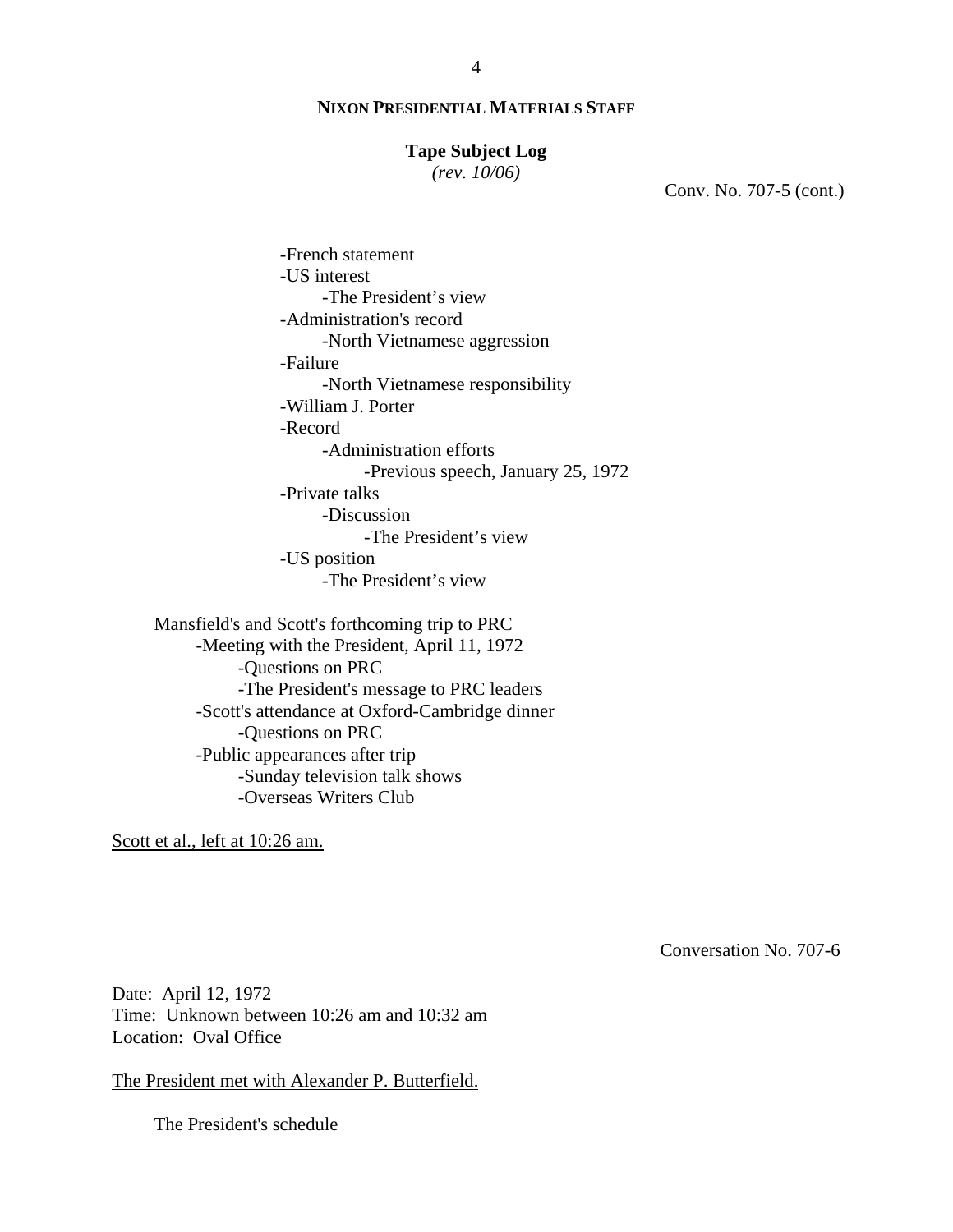**NIXON PRESIDENTIAL MATERIALS STAFF**

**Tape Subject Log**
*(rev. 10/06)*

Conv. No. 707-5 (cont.)

- -French statement
- -US interest
  - -The President's view
- -Administration's record
  - -North Vietnamese aggression
- -Failure
  - -North Vietnamese responsibility
- -William J. Porter
- -Record
  - -Administration efforts
    - -Previous speech, January 25, 1972
- -Private talks
  - -Discussion
    - -The President's view
- -US position
  - -The President's view

Mansfield's and Scott's forthcoming trip to PRC
- -Meeting with the President, April 11, 1972
  - -Questions on PRC
  - -The President's message to PRC leaders
- -Scott's attendance at Oxford-Cambridge dinner
  - -Questions on PRC
- -Public appearances after trip
  - -Sunday television talk shows
  - -Overseas Writers Club

Scott et al., left at 10:26 am.

Conversation No. 707-6

Date: April 12, 1972
Time: Unknown between 10:26 am and 10:32 am
Location: Oval Office

The President met with Alexander P. Butterfield.

The President's schedule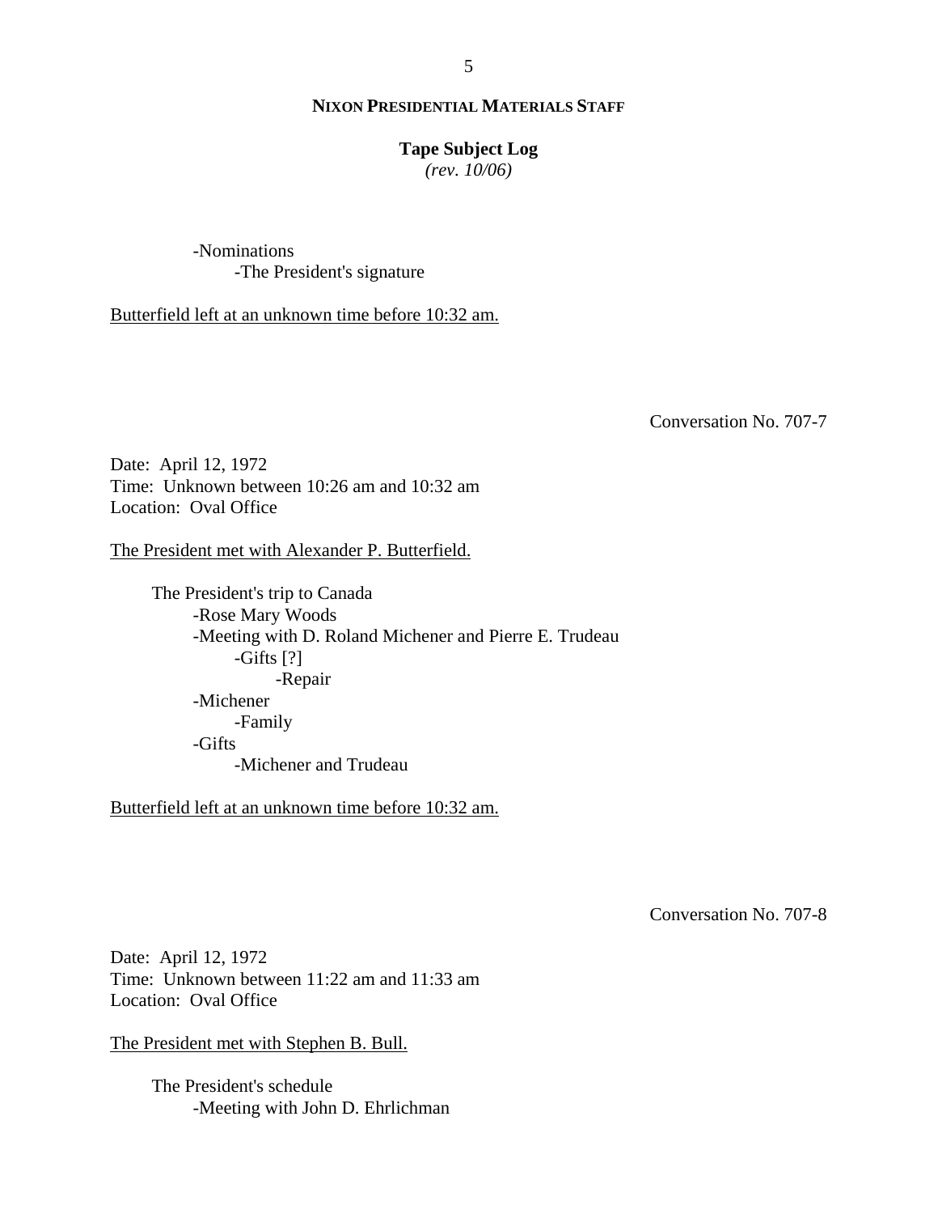-Nominations
    -The President's signature

Butterfield left at an unknown time before 10:32 am.

Conversation No. 707-7

Date: April 12, 1972
Time: Unknown between 10:26 am and 10:32 am
Location: Oval Office

The President met with Alexander P. Butterfield.

The President's trip to Canada
- -Rose Mary Woods
- -Meeting with D. Roland Michener and Pierre E. Trudeau
    - -Gifts [?]
        - -Repair
- -Michener
    - -Family
- -Gifts
    - -Michener and Trudeau

Butterfield left at an unknown time before 10:32 am.

Conversation No. 707-8

Date: April 12, 1972
Time: Unknown between 11:22 am and 11:33 am
Location: Oval Office

The President met with Stephen B. Bull.

The President's schedule
- -Meeting with John D. Ehrlichman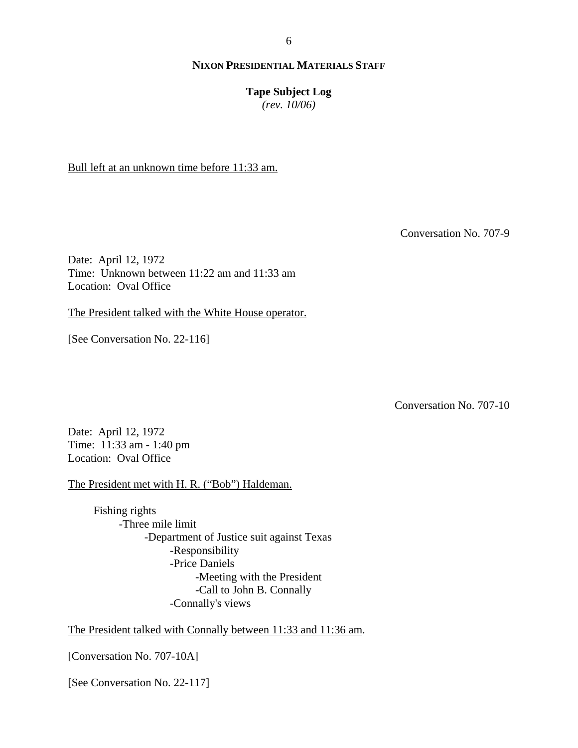Bull left at an unknown time before 11:33 am.

Conversation No. 707-9

Date: April 12, 1972
Time: Unknown between 11:22 am and 11:33 am
Location: Oval Office

The President talked with the White House operator.

[See Conversation No. 22-116]

Conversation No. 707-10

Date: April 12, 1972
Time: 11:33 am - 1:40 pm
Location: Oval Office

The President met with H. R. ("Bob") Haldeman.

- Fishing rights
  - Three mile limit
    - Department of Justice suit against Texas
      - Responsibility
      - Price Daniels
        - Meeting with the President
        - Call to John B. Connally
      - Connally's views

The President talked with Connally between 11:33 and 11:36 am.

[Conversation No. 707-10A]

[See Conversation No. 22-117]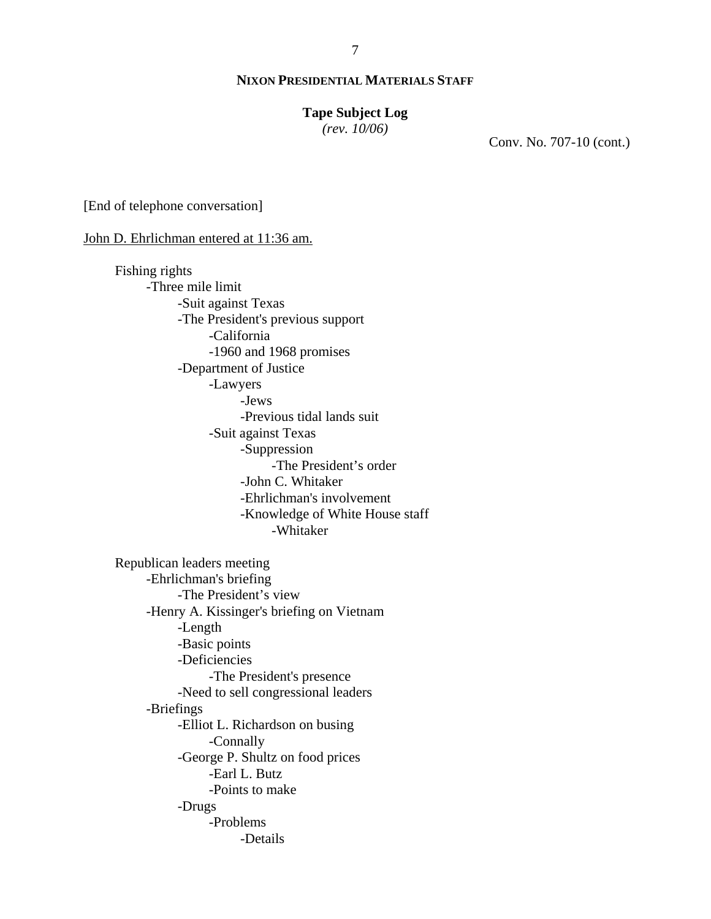**NIXON PRESIDENTIAL MATERIALS STAFF**

**Tape Subject Log**
*(rev. 10/06)*

Conv. No. 707-10 (cont.)

[End of telephone conversation]

<u>John D. Ehrlichman entered at 11:36 am.</u>

- Fishing rights
  - -Three mile limit
    - -Suit against Texas
    - -The President's previous support
      - -California
      - -1960 and 1968 promises
    - -Department of Justice
      - -Lawyers
        - -Jews
        - -Previous tidal lands suit
      - -Suit against Texas
        - -Suppression
          - -The President's order
        - -John C. Whitaker
        - -Ehrlichman's involvement
        - -Knowledge of White House staff
          - -Whitaker

- Republican leaders meeting
  - -Ehrlichman's briefing
    - -The President's view
  - -Henry A. Kissinger's briefing on Vietnam
    - -Length
    - -Basic points
    - -Deficiencies
      - -The President's presence
    - -Need to sell congressional leaders
  - -Briefings
    - -Elliot L. Richardson on busing
      - -Connally
    - -George P. Shultz on food prices
      - -Earl L. Butz
      - -Points to make
    - -Drugs
      - -Problems
        - -Details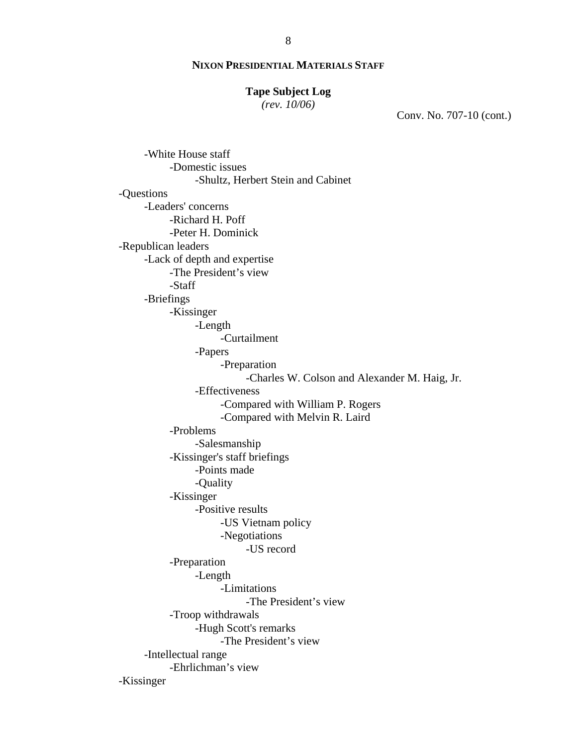**NIXON PRESIDENTIAL MATERIALS STAFF**

**Tape Subject Log**
*(rev. 10/06)*

Conv. No. 707-10 (cont.)

- -White House staff
  - -Domestic issues
    - -Shultz, Herbert Stein and Cabinet
- -Questions
  - -Leaders' concerns
    - -Richard H. Poff
    - -Peter H. Dominick
- -Republican leaders
  - -Lack of depth and expertise
    - -The President’s view
    - -Staff
  - -Briefings
    - -Kissinger
      - -Length
        - -Curtailment
      - -Papers
        - -Preparation
          - -Charles W. Colson and Alexander M. Haig, Jr.
      - -Effectiveness
        - -Compared with William P. Rogers
        - -Compared with Melvin R. Laird
    - -Problems
      - -Salesmanship
    - -Kissinger's staff briefings
      - -Points made
      - -Quality
    - -Kissinger
      - -Positive results
        - -US Vietnam policy
        - -Negotiations
          - -US record
    - -Preparation
      - -Length
        - -Limitations
          - -The President’s view
    - -Troop withdrawals
      - -Hugh Scott's remarks
        - -The President’s view
  - -Intellectual range
    - -Ehrlichman’s view
- -Kissinger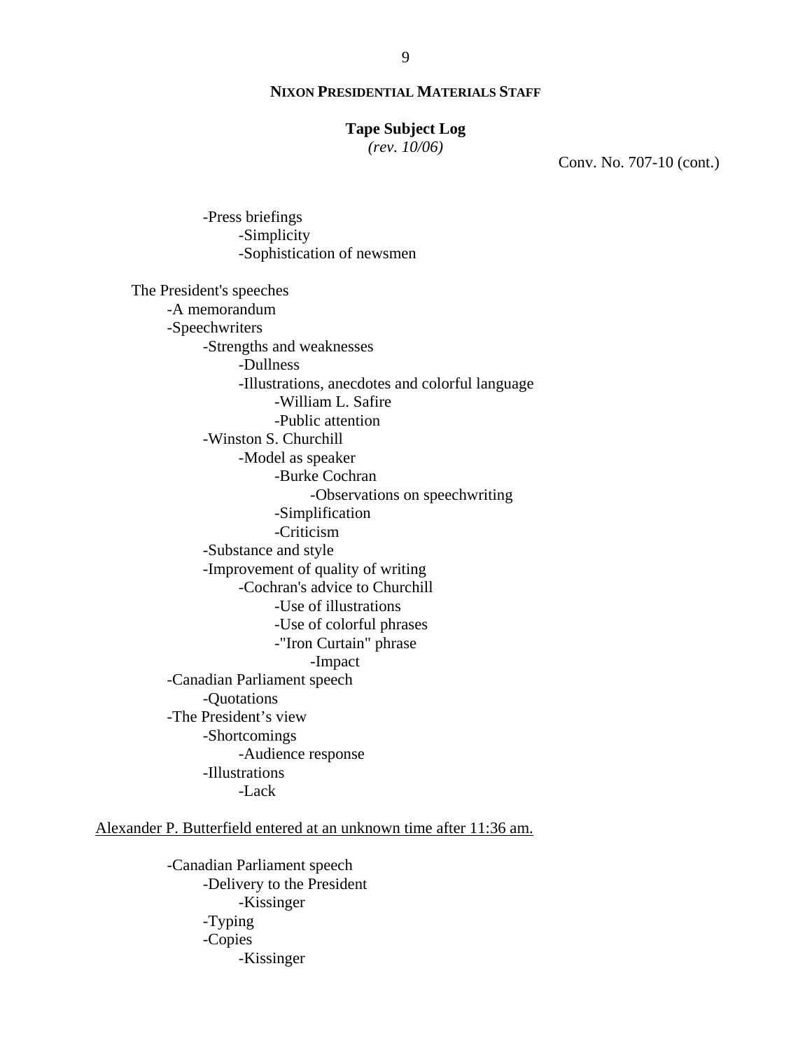**NIXON PRESIDENTIAL MATERIALS STAFF**

**Tape Subject Log**
*(rev. 10/06)*

Conv. No. 707-10 (cont.)

- -Press briefings
    - -Simplicity
    - -Sophistication of newsmen

The President's speeches
- -A memorandum
- -Speechwriters
    - -Strengths and weaknesses
        - -Dullness
        - -Illustrations, anecdotes and colorful language
            - -William L. Safire
            - -Public attention
    - -Winston S. Churchill
        - -Model as speaker
            - -Burke Cochran
                - -Observations on speechwriting
            - -Simplification
            - -Criticism
    - -Substance and style
    - -Improvement of quality of writing
        - -Cochran's advice to Churchill
            - -Use of illustrations
            - -Use of colorful phrases
            - -"Iron Curtain" phrase
                - -Impact
- -Canadian Parliament speech
    - -Quotations
- -The President's view
    - -Shortcomings
        - -Audience response
    - -Illustrations
        - -Lack

<u>Alexander P. Butterfield entered at an unknown time after 11:36 am.</u>

- -Canadian Parliament speech
    - -Delivery to the President
        - -Kissinger
    - -Typing
    - -Copies
        - -Kissinger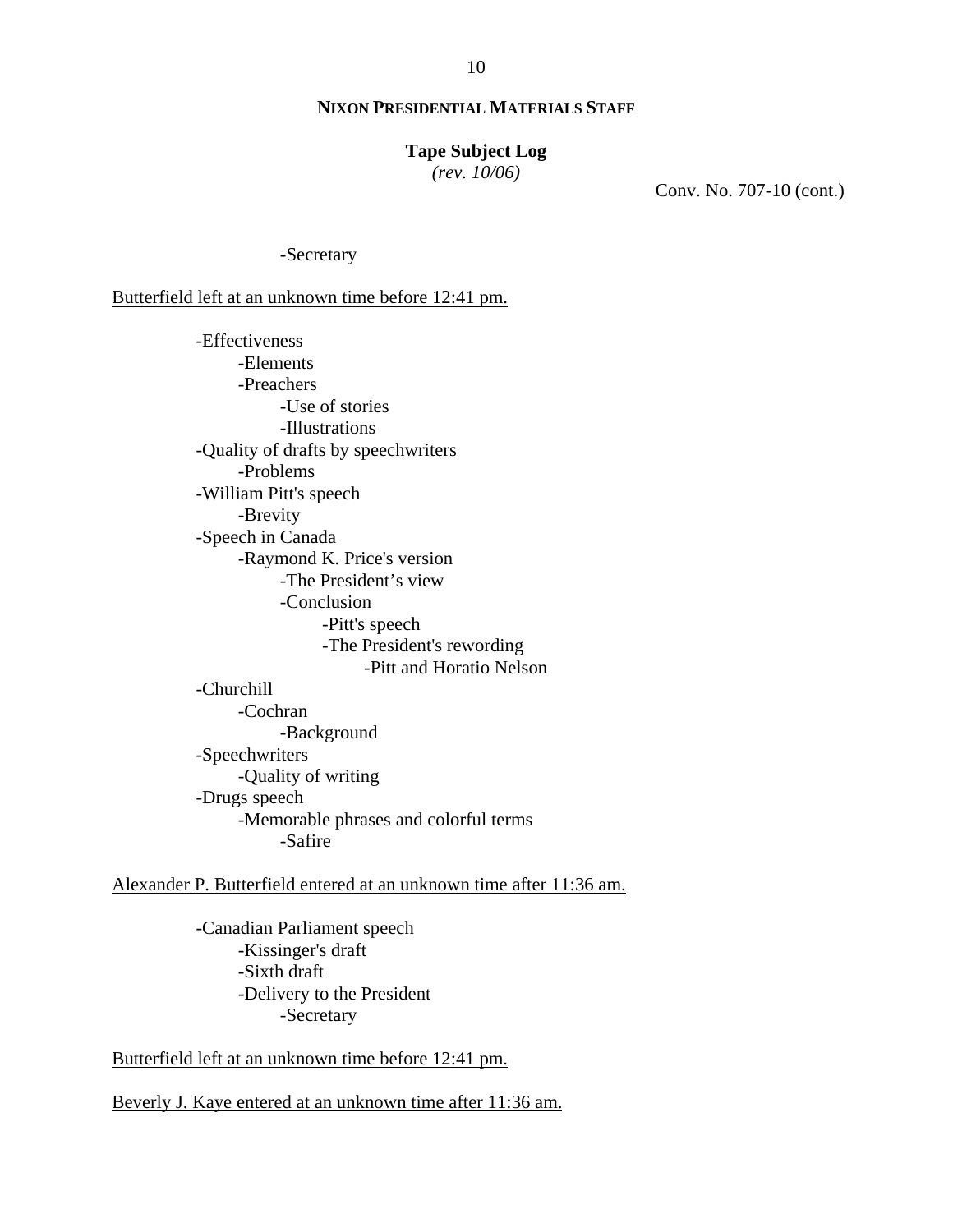**NIXON PRESIDENTIAL MATERIALS STAFF**

**Tape Subject Log**
*(rev. 10/06)*

Conv. No. 707-10 (cont.)

- -Secretary

<u>Butterfield left at an unknown time before 12:41 pm.</u>

- -Effectiveness
    - -Elements
    - -Preachers
        - -Use of stories
        - -Illustrations
- -Quality of drafts by speechwriters
    - -Problems
- -William Pitt's speech
    - -Brevity
- -Speech in Canada
    - -Raymond K. Price's version
        - -The President's view
        - -Conclusion
            - -Pitt's speech
            - -The President's rewording
                - -Pitt and Horatio Nelson
- -Churchill
    - -Cochran
        - -Background
- -Speechwriters
    - -Quality of writing
- -Drugs speech
    - -Memorable phrases and colorful terms
        - -Safire

<u>Alexander P. Butterfield entered at an unknown time after 11:36 am.</u>

- -Canadian Parliament speech
    - -Kissinger's draft
    - -Sixth draft
    - -Delivery to the President
        - -Secretary

<u>Butterfield left at an unknown time before 12:41 pm.</u>

<u>Beverly J. Kaye entered at an unknown time after 11:36 am.</u>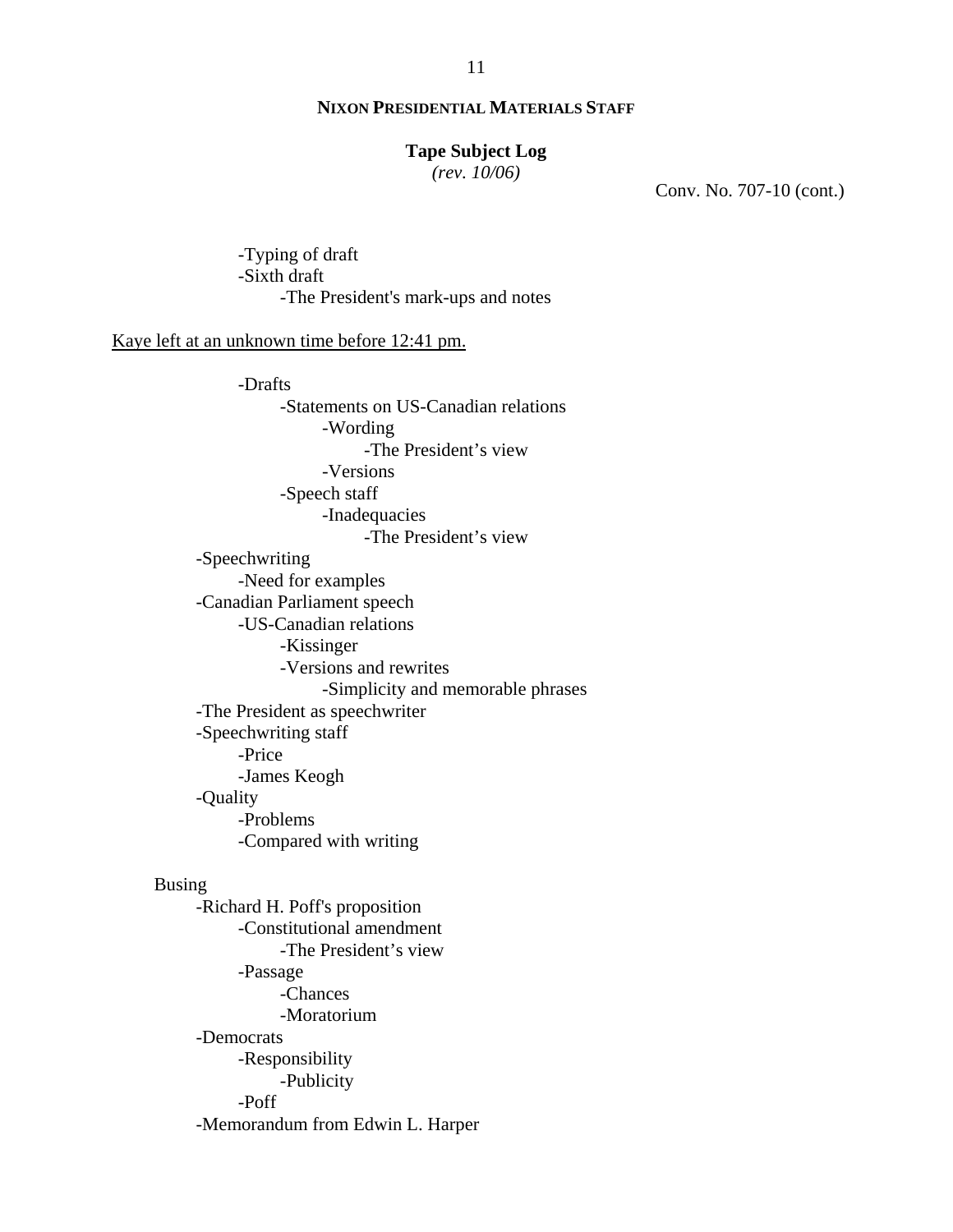**NIXON PRESIDENTIAL MATERIALS STAFF**

**Tape Subject Log**
*(rev. 10/06)*

Conv. No. 707-10 (cont.)

- -Typing of draft
- -Sixth draft
    - -The President's mark-ups and notes

Kaye left at an unknown time before 12:41 pm.

- -Drafts
    - -Statements on US-Canadian relations
        - -Wording
            - -The President's view
        - -Versions
    - -Speech staff
        - -Inadequacies
            - -The President's view
- -Speechwriting
    - -Need for examples
- -Canadian Parliament speech
    - -US-Canadian relations
        - -Kissinger
        - -Versions and rewrites
            - -Simplicity and memorable phrases
- -The President as speechwriter
- -Speechwriting staff
    - -Price
    - -James Keogh
- -Quality
    - -Problems
    - -Compared with writing

Busing

- -Richard H. Poff's proposition
    - -Constitutional amendment
        - -The President's view
    - -Passage
        - -Chances
        - -Moratorium
- -Democrats
    - -Responsibility
        - -Publicity
    - -Poff
- -Memorandum from Edwin L. Harper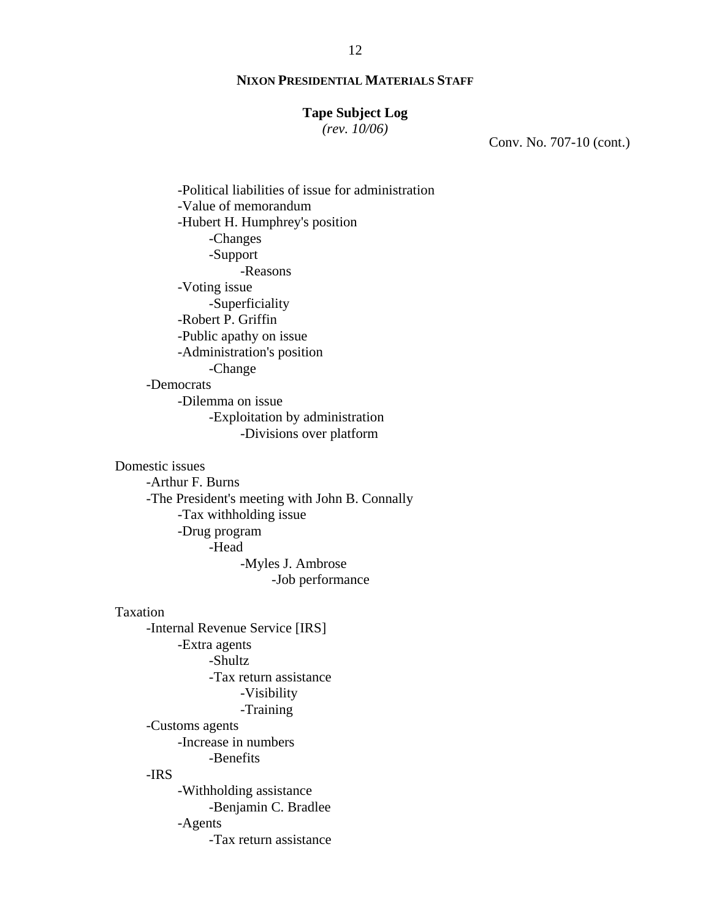Conv. No. 707-10 (cont.)

- -Political liabilities of issue for administration
- -Value of memorandum
- -Hubert H. Humphrey's position
  - -Changes
  - -Support
    - -Reasons
- -Voting issue
  - -Superficiality
- -Robert P. Griffin
- -Public apathy on issue
- -Administration's position
  - -Change

-Democrats

- -Dilemma on issue
  - -Exploitation by administration
    - -Divisions over platform

Domestic issues

- -Arthur F. Burns
- -The President's meeting with John B. Connally
  - -Tax withholding issue
  - -Drug program
    - -Head
      - -Myles J. Ambrose
        - -Job performance

Taxation

- -Internal Revenue Service [IRS]
  - -Extra agents
    - -Shultz
    - -Tax return assistance
      - -Visibility
      - -Training
- -Customs agents
  - -Increase in numbers
    - -Benefits
- -IRS
  - -Withholding assistance
    - -Benjamin C. Bradlee
  - -Agents
    - -Tax return assistance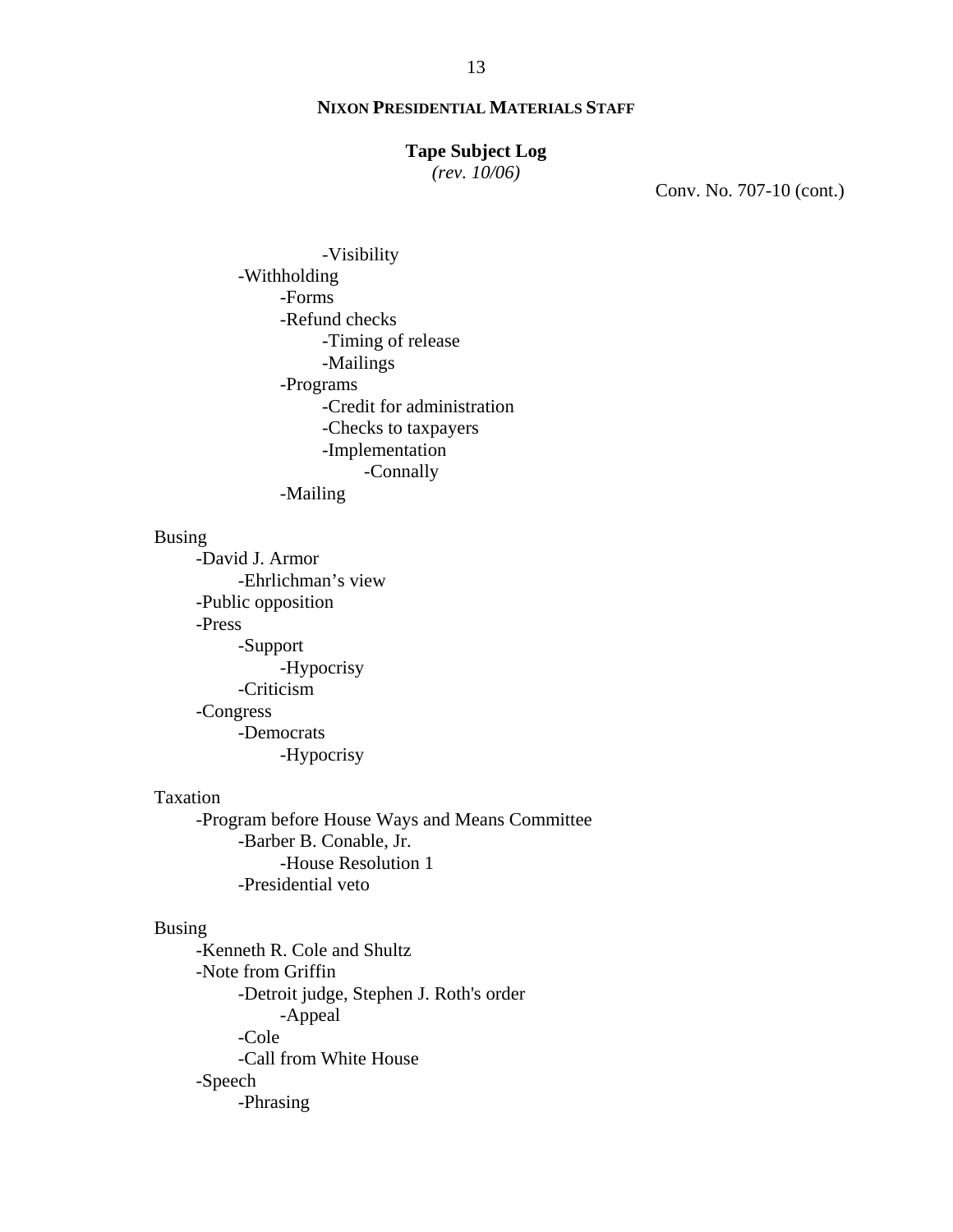**NIXON PRESIDENTIAL MATERIALS STAFF**

**Tape Subject Log**
*(rev. 10/06)*

Conv. No. 707-10 (cont.)

        -Visibility
    -Withholding
        -Forms
        -Refund checks
            -Timing of release
            -Mailings
        -Programs
            -Credit for administration
            -Checks to taxpayers
            -Implementation
                -Connally
        -Mailing

Busing
- -David J. Armor
    - -Ehrlichman's view
- -Public opposition
- -Press
    - -Support
        - -Hypocrisy
    - -Criticism
- -Congress
    - -Democrats
        - -Hypocrisy

Taxation
- -Program before House Ways and Means Committee
    - -Barber B. Conable, Jr.
        - -House Resolution 1
    - -Presidential veto

Busing
- -Kenneth R. Cole and Shultz
- -Note from Griffin
    - -Detroit judge, Stephen J. Roth's order
        - -Appeal
    - -Cole
    - -Call from White House
- -Speech
    - -Phrasing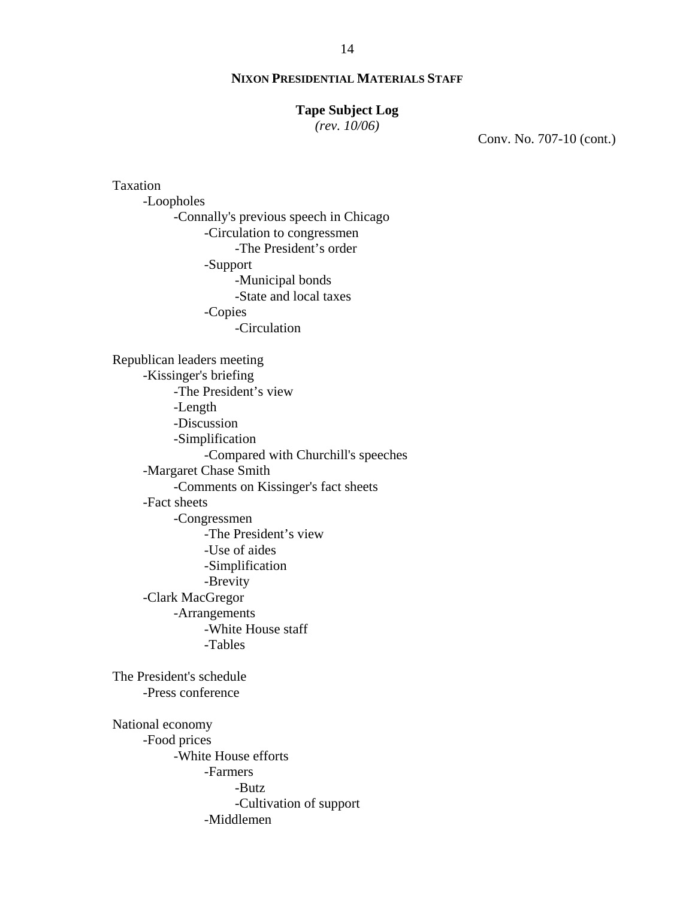Conv. No. 707-10 (cont.)

Taxation
- Loopholes
    - Connally's previous speech in Chicago
        - Circulation to congressmen
            - The President's order
        - Support
            - Municipal bonds
            - State and local taxes
        - Copies
            - Circulation

Republican leaders meeting
- Kissinger's briefing
    - The President's view
    - Length
    - Discussion
    - Simplification
        - Compared with Churchill's speeches
- Margaret Chase Smith
    - Comments on Kissinger's fact sheets
- Fact sheets
    - Congressmen
        - The President's view
        - Use of aides
        - Simplification
        - Brevity
- Clark MacGregor
    - Arrangements
        - White House staff
        - Tables

The President's schedule
- Press conference

National economy
- Food prices
    - White House efforts
        - Farmers
            - Butz
            - Cultivation of support
        - Middlemen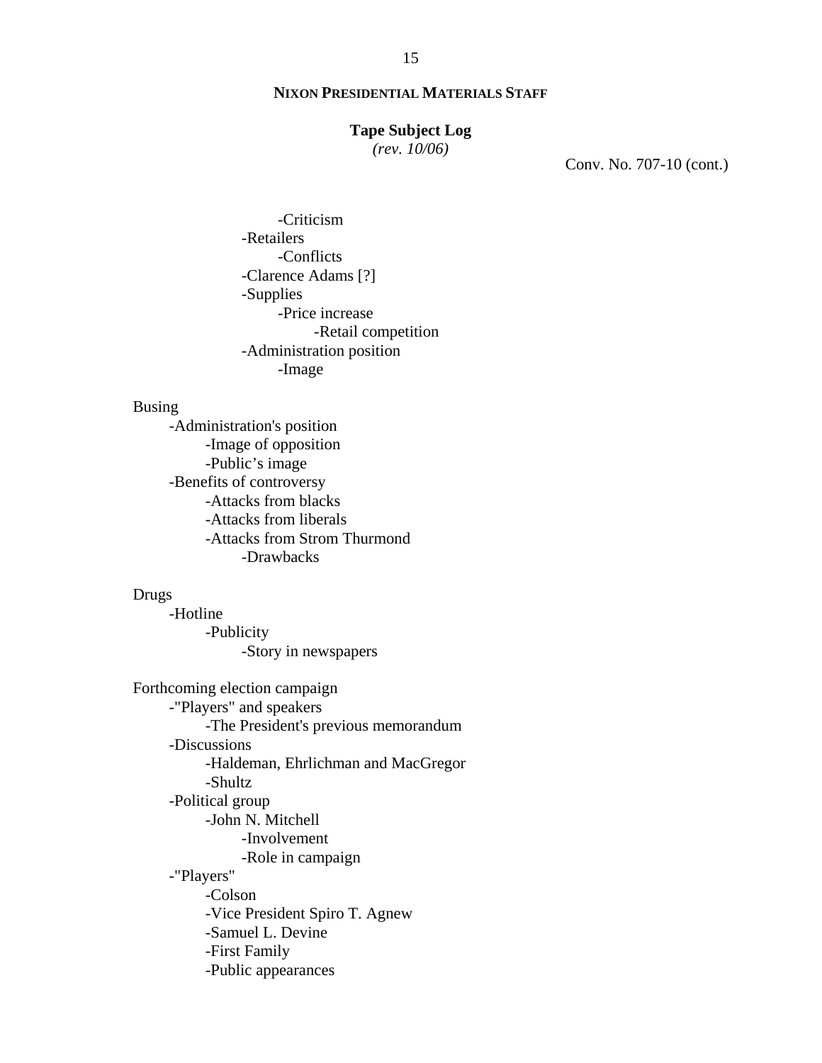**NIXON PRESIDENTIAL MATERIALS STAFF**

**Tape Subject Log**
*(rev. 10/06)*

Conv. No. 707-10 (cont.)

- -Criticism
- -Retailers
    - -Conflicts
- -Clarence Adams [?]
- -Supplies
    - -Price increase
        - -Retail competition
- -Administration position
    - -Image

Busing
- -Administration's position
    - -Image of opposition
    - -Public's image
- -Benefits of controversy
    - -Attacks from blacks
    - -Attacks from liberals
    - -Attacks from Strom Thurmond
        - -Drawbacks

Drugs
- -Hotline
    - -Publicity
        - -Story in newspapers

Forthcoming election campaign
- -"Players" and speakers
    - -The President's previous memorandum
- -Discussions
    - -Haldeman, Ehrlichman and MacGregor
    - -Shultz
- -Political group
    - -John N. Mitchell
        - -Involvement
        - -Role in campaign
- -"Players"
    - -Colson
    - -Vice President Spiro T. Agnew
    - -Samuel L. Devine
    - -First Family
    - -Public appearances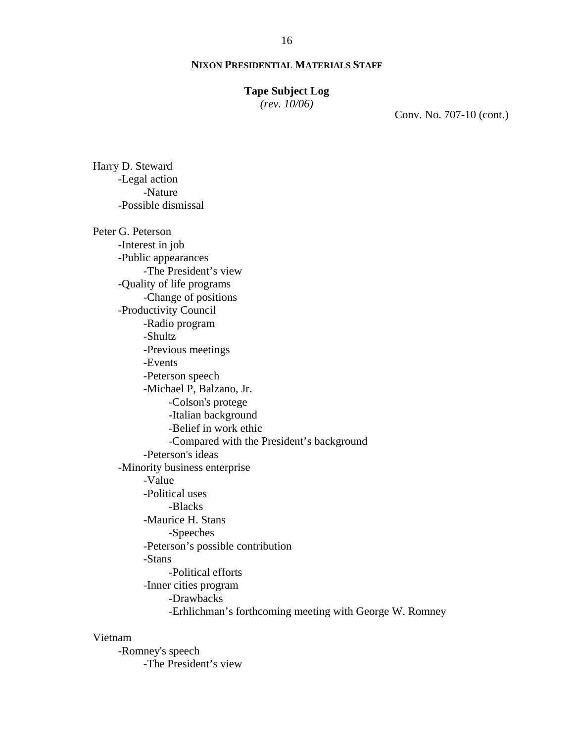**NIXON PRESIDENTIAL MATERIALS STAFF**

**Tape Subject Log**
*(rev. 10/06)*

Conv. No. 707-10 (cont.)

Harry D. Steward
- -Legal action
    - -Nature
- -Possible dismissal

Peter G. Peterson
- -Interest in job
- -Public appearances
    - -The President's view
- -Quality of life programs
    - -Change of positions
- -Productivity Council
    - -Radio program
    - -Shultz
    - -Previous meetings
    - -Events
    - -Peterson speech
    - -Michael P, Balzano, Jr.
        - -Colson's protege
        - -Italian background
        - -Belief in work ethic
        - -Compared with the President's background
    - -Peterson's ideas
- -Minority business enterprise
    - -Value
    - -Political uses
        - -Blacks
    - -Maurice H. Stans
        - -Speeches
    - -Peterson's possible contribution
    - -Stans
        - -Political efforts
    - -Inner cities program
        - -Drawbacks
        - -Erhlichman's forthcoming meeting with George W. Romney

Vietnam
- -Romney's speech
    - -The President's view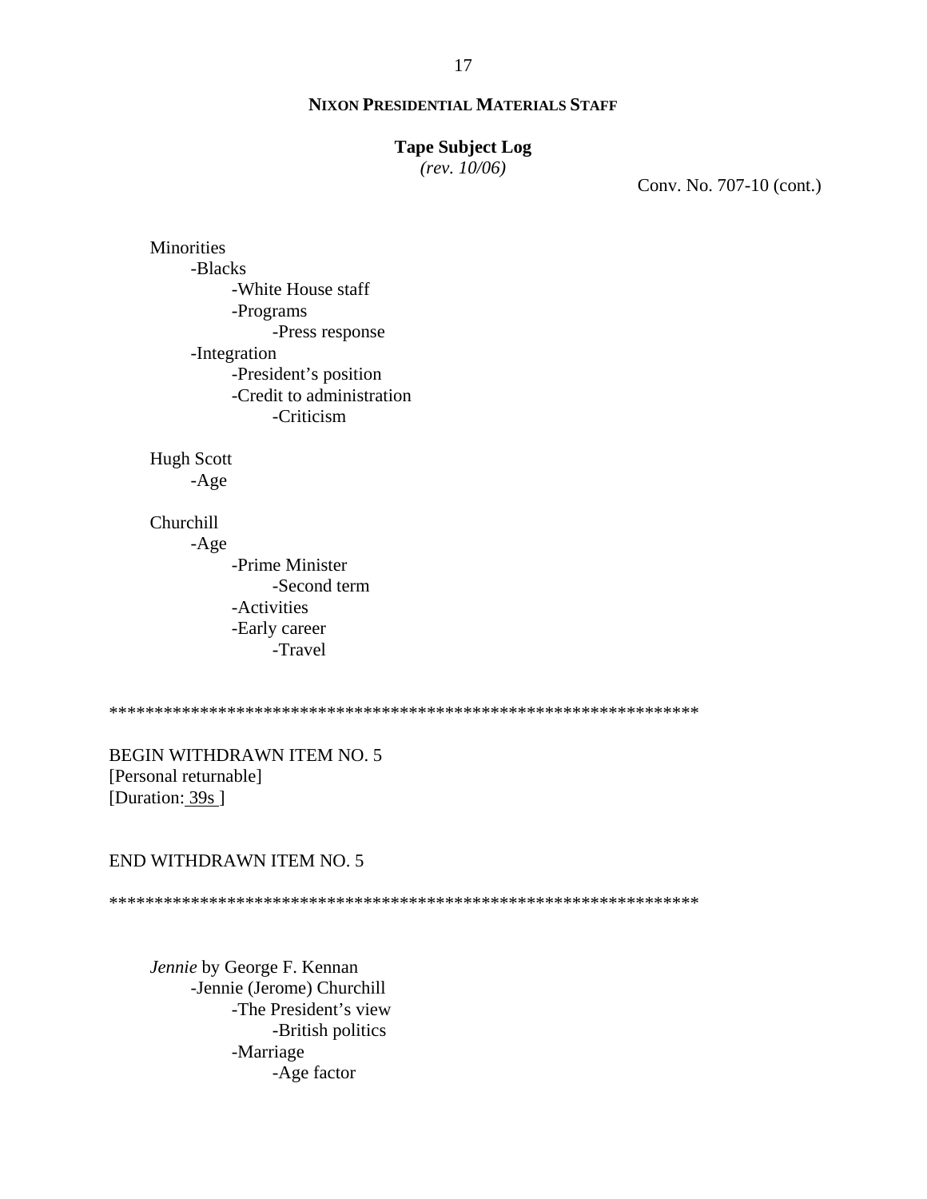Conv. No. 707-10 (cont.)

Minorities
- -Blacks
  - -White House staff
  - -Programs
    - -Press response
- -Integration
  - -President's position
  - -Credit to administration
    - -Criticism

Hugh Scott
- -Age

Churchill
- -Age
  - -Prime Minister
    - -Second term
  - -Activities
  - -Early career
    - -Travel

*****************************************************************

BEGIN WITHDRAWN ITEM NO. 5
[Personal returnable]
[Duration: 39s ]

END WITHDRAWN ITEM NO. 5

*****************************************************************

*Jennie* by George F. Kennan
- -Jennie (Jerome) Churchill
  - -The President's view
    - -British politics
  - -Marriage
    - -Age factor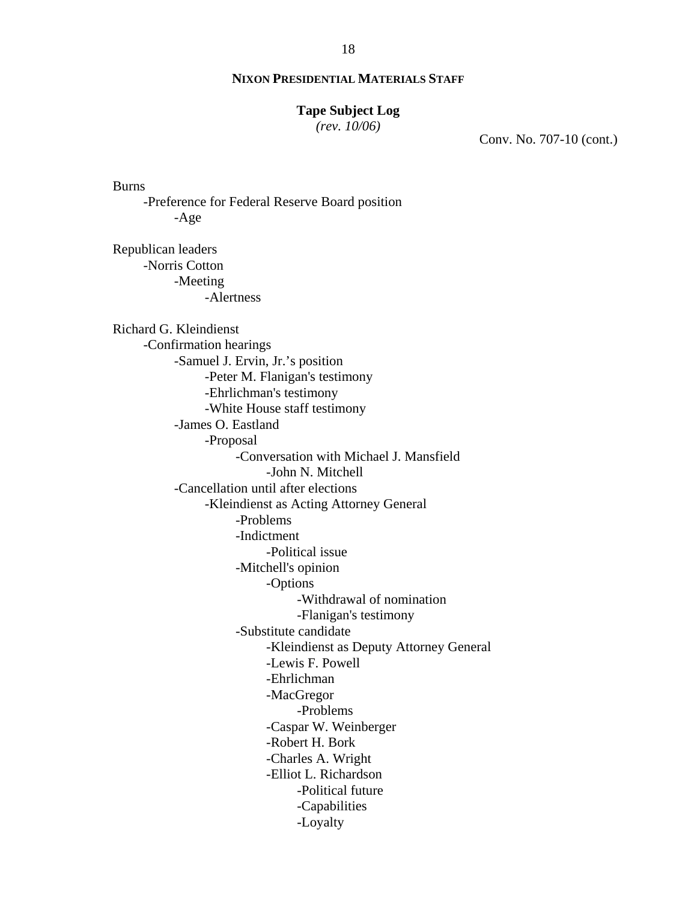**NIXON PRESIDENTIAL MATERIALS STAFF**

**Tape Subject Log**
*(rev. 10/06)*

Conv. No. 707-10 (cont.)

Burns
- -Preference for Federal Reserve Board position
  - -Age

Republican leaders
- -Norris Cotton
  - -Meeting
    - -Alertness

Richard G. Kleindienst
- -Confirmation hearings
  - -Samuel J. Ervin, Jr.'s position
    - -Peter M. Flanigan's testimony
    - -Ehrlichman's testimony
    - -White House staff testimony
  - -James O. Eastland
    - -Proposal
      - -Conversation with Michael J. Mansfield
        - -John N. Mitchell
  - -Cancellation until after elections
    - -Kleindienst as Acting Attorney General
      - -Problems
      - -Indictment
        - -Political issue
      - -Mitchell's opinion
        - -Options
          - -Withdrawal of nomination
          - -Flanigan's testimony
      - -Substitute candidate
        - -Kleindienst as Deputy Attorney General
        - -Lewis F. Powell
        - -Ehrlichman
        - -MacGregor
          - -Problems
        - -Caspar W. Weinberger
        - -Robert H. Bork
        - -Charles A. Wright
        - -Elliot L. Richardson
          - -Political future
          - -Capabilities
          - -Loyalty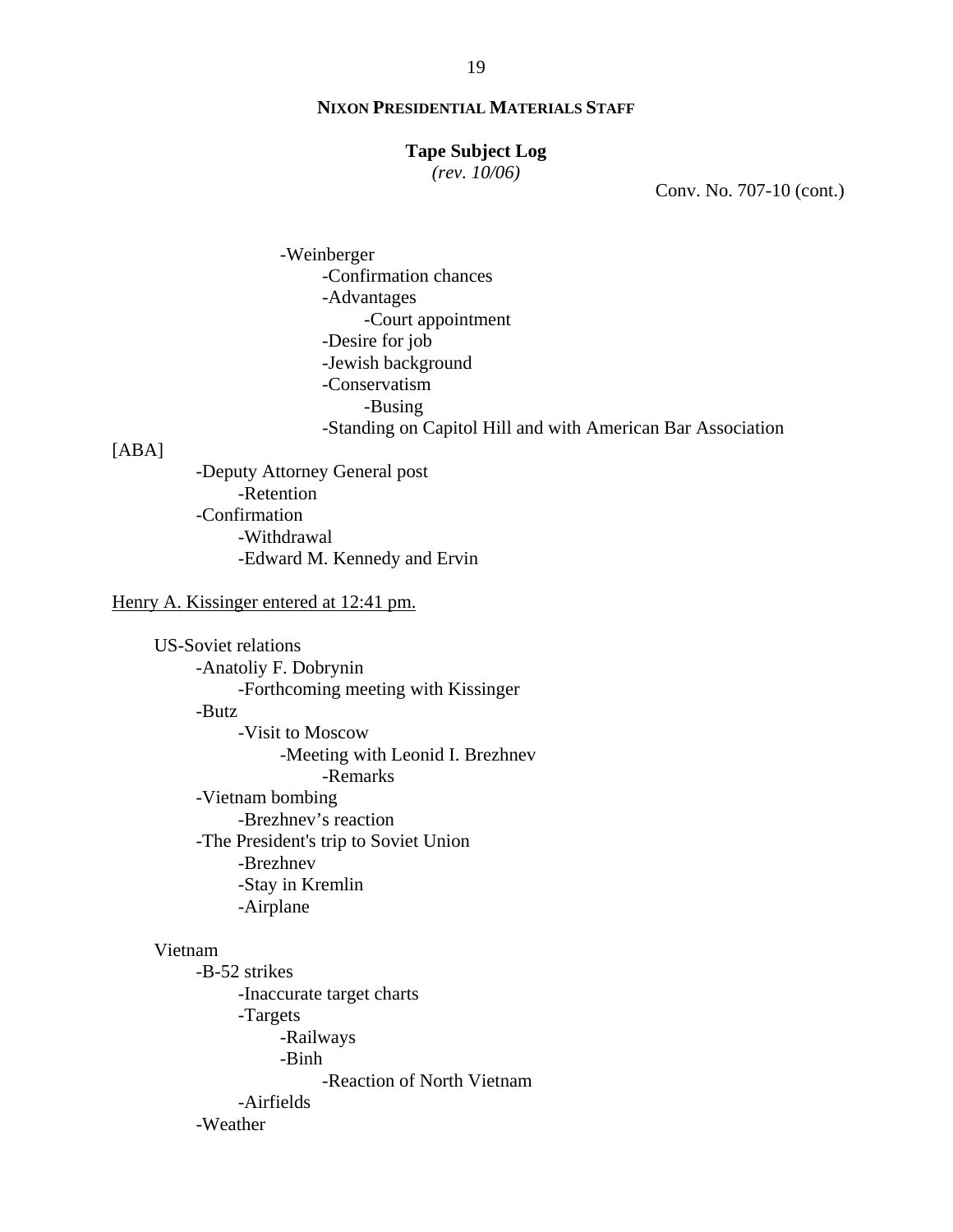**NIXON PRESIDENTIAL MATERIALS STAFF**

**Tape Subject Log**
*(rev. 10/06)*

Conv. No. 707-10 (cont.)

- -Weinberger
  - -Confirmation chances
  - -Advantages
    - -Court appointment
  - -Desire for job
  - -Jewish background
  - -Conservatism
    - -Busing
  - -Standing on Capitol Hill and with American Bar Association [ABA]
- -Deputy Attorney General post
  - -Retention
- -Confirmation
  - -Withdrawal
  - -Edward M. Kennedy and Ervin

<u>Henry A. Kissinger entered at 12:41 pm.</u>

US-Soviet relations
- -Anatoliy F. Dobrynin
  - -Forthcoming meeting with Kissinger
- -Butz
  - -Visit to Moscow
    - -Meeting with Leonid I. Brezhnev
      - -Remarks
- -Vietnam bombing
  - -Brezhnev's reaction
- -The President's trip to Soviet Union
  - -Brezhnev
  - -Stay in Kremlin
  - -Airplane

Vietnam
- -B-52 strikes
  - -Inaccurate target charts
  - -Targets
    - -Railways
    - -Binh
      - -Reaction of North Vietnam
  - -Airfields
- -Weather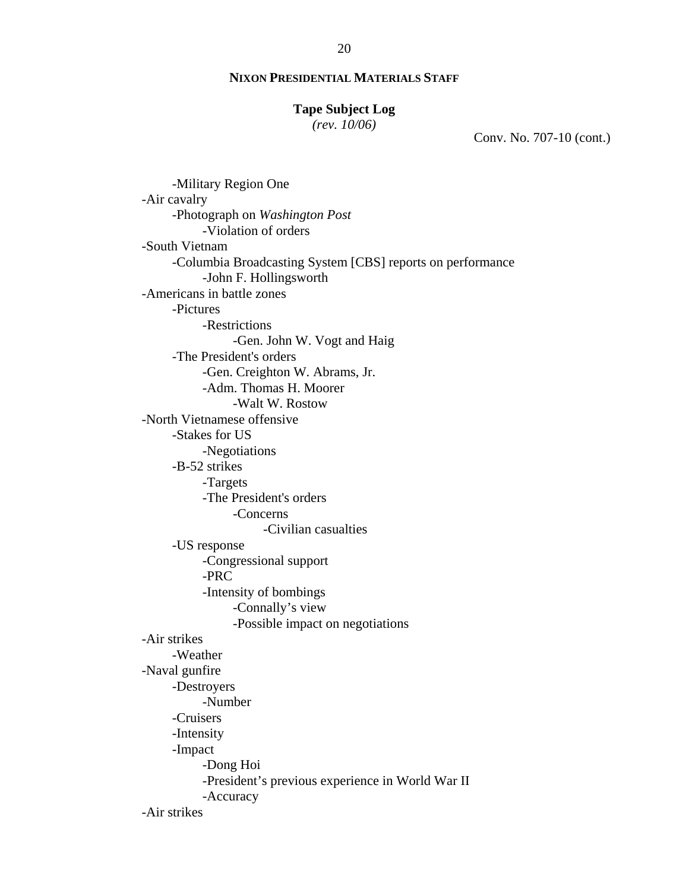**NIXON PRESIDENTIAL MATERIALS STAFF**

**Tape Subject Log**
*(rev. 10/06)*

Conv. No. 707-10 (cont.)

- -Military Region One
- -Air cavalry
    - -Photograph on *Washington Post*
        - -Violation of orders
- -South Vietnam
    - -Columbia Broadcasting System [CBS] reports on performance
        - -John F. Hollingsworth
- -Americans in battle zones
    - -Pictures
        - -Restrictions
            - -Gen. John W. Vogt and Haig
    - -The President's orders
        - -Gen. Creighton W. Abrams, Jr.
        - -Adm. Thomas H. Moorer
            - -Walt W. Rostow
- -North Vietnamese offensive
    - -Stakes for US
        - -Negotiations
    - -B-52 strikes
        - -Targets
        - -The President's orders
            - -Concerns
                - -Civilian casualties
    - -US response
        - -Congressional support
        - -PRC
        - -Intensity of bombings
            - -Connally's view
            - -Possible impact on negotiations
- -Air strikes
    - -Weather
- -Naval gunfire
    - -Destroyers
        - -Number
    - -Cruisers
    - -Intensity
    - -Impact
        - -Dong Hoi
        - -President's previous experience in World War II
        - -Accuracy
- -Air strikes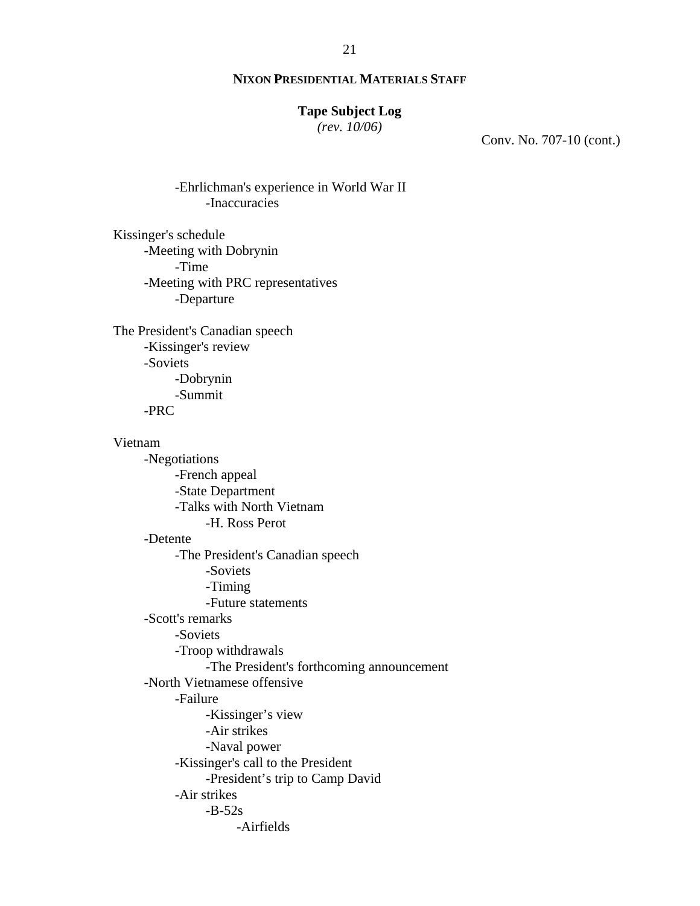Conv. No. 707-10 (cont.)

- -Ehrlichman's experience in World War II
  - -Inaccuracies

Kissinger's schedule
- -Meeting with Dobrynin
  - -Time
- -Meeting with PRC representatives
  - -Departure

The President's Canadian speech
- -Kissinger's review
- -Soviets
  - -Dobrynin
  - -Summit
- -PRC

Vietnam
- -Negotiations
  - -French appeal
  - -State Department
  - -Talks with North Vietnam
    - -H. Ross Perot
- -Detente
  - -The President's Canadian speech
    - -Soviets
    - -Timing
    - -Future statements
- -Scott's remarks
  - -Soviets
  - -Troop withdrawals
    - -The President's forthcoming announcement
- -North Vietnamese offensive
  - -Failure
    - -Kissinger's view
    - -Air strikes
    - -Naval power
  - -Kissinger's call to the President
    - -President's trip to Camp David
  - -Air strikes
    - -B-52s
      - -Airfields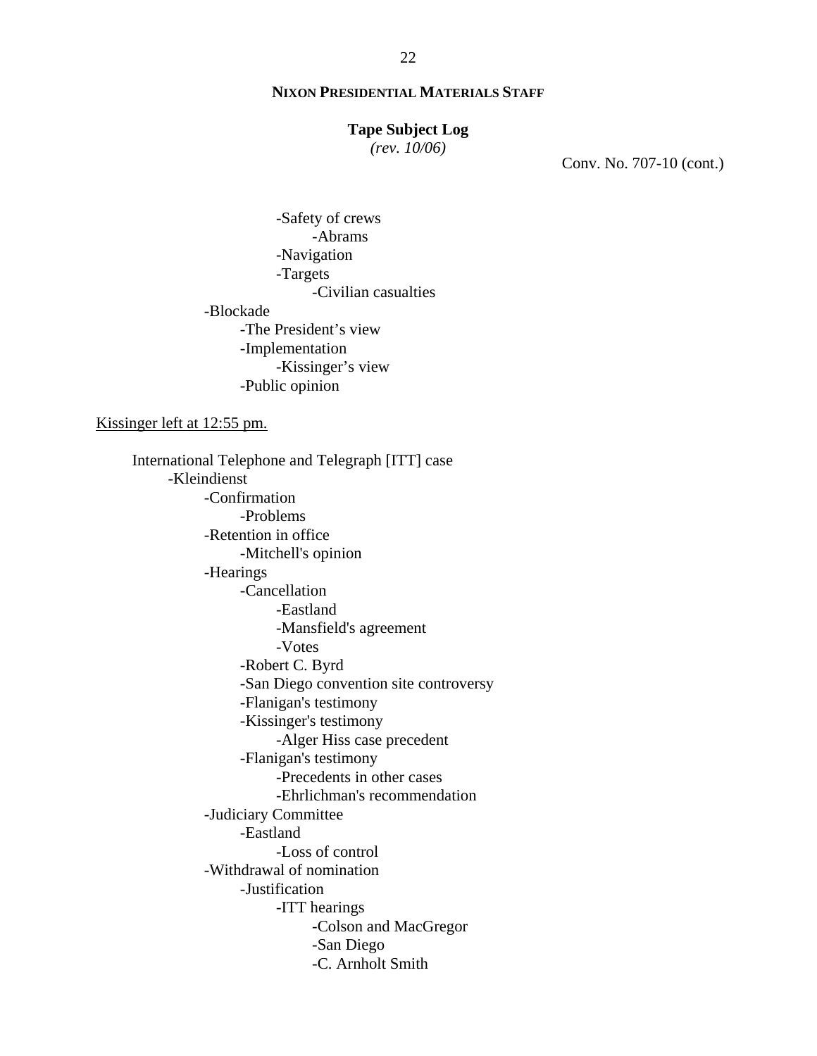**NIXON PRESIDENTIAL MATERIALS STAFF**

**Tape Subject Log**
*(rev. 10/06)*

Conv. No. 707-10 (cont.)

- -Safety of crews
    - -Abrams
- -Navigation
- -Targets
    - -Civilian casualties

-Blockade
- -The President's view
- -Implementation
    - -Kissinger's view
- -Public opinion

<u>Kissinger left at 12:55 pm.</u>

International Telephone and Telegraph [ITT] case
- -Kleindienst
    - -Confirmation
        - -Problems
    - -Retention in office
        - -Mitchell's opinion
    - -Hearings
        - -Cancellation
            - -Eastland
            - -Mansfield's agreement
            - -Votes
        - -Robert C. Byrd
        - -San Diego convention site controversy
        - -Flanigan's testimony
        - -Kissinger's testimony
            - -Alger Hiss case precedent
        - -Flanigan's testimony
            - -Precedents in other cases
            - -Ehrlichman's recommendation
    - -Judiciary Committee
        - -Eastland
            - -Loss of control
    - -Withdrawal of nomination
        - -Justification
            - -ITT hearings
                - -Colson and MacGregor
                - -San Diego
                - -C. Arnholt Smith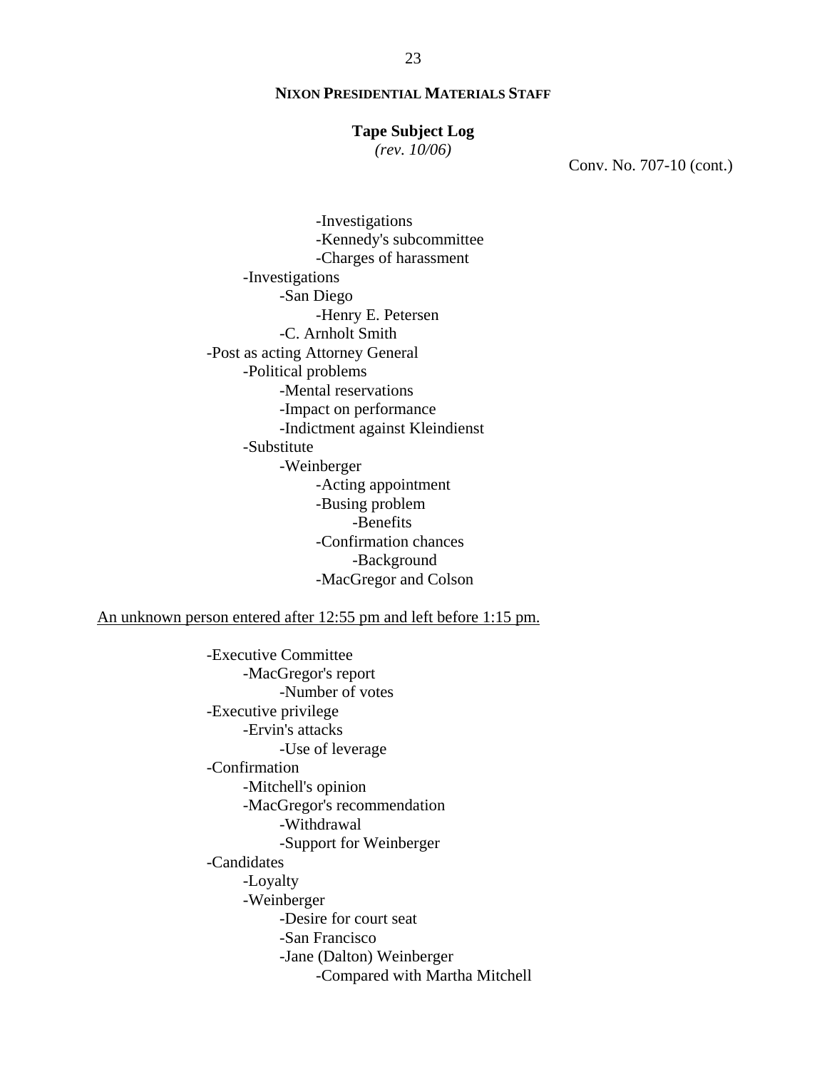**NIXON PRESIDENTIAL MATERIALS STAFF**

**Tape Subject Log**
*(rev. 10/06)*

Conv. No. 707-10 (cont.)

- -Investigations
- -Kennedy's subcommittee
- -Charges of harassment
- -Investigations
  - -San Diego
    - -Henry E. Petersen
  - -C. Arnholt Smith
- -Post as acting Attorney General
  - -Political problems
    - -Mental reservations
    - -Impact on performance
    - -Indictment against Kleindienst
  - -Substitute
    - -Weinberger
      - -Acting appointment
      - -Busing problem
        - -Benefits
      - -Confirmation chances
        - -Background
      - -MacGregor and Colson

<u>An unknown person entered after 12:55 pm and left before 1:15 pm.</u>

- -Executive Committee
  - -MacGregor's report
    - -Number of votes
- -Executive privilege
  - -Ervin's attacks
    - -Use of leverage
- -Confirmation
  - -Mitchell's opinion
  - -MacGregor's recommendation
    - -Withdrawal
    - -Support for Weinberger
- -Candidates
  - -Loyalty
  - -Weinberger
    - -Desire for court seat
    - -San Francisco
    - -Jane (Dalton) Weinberger
      - -Compared with Martha Mitchell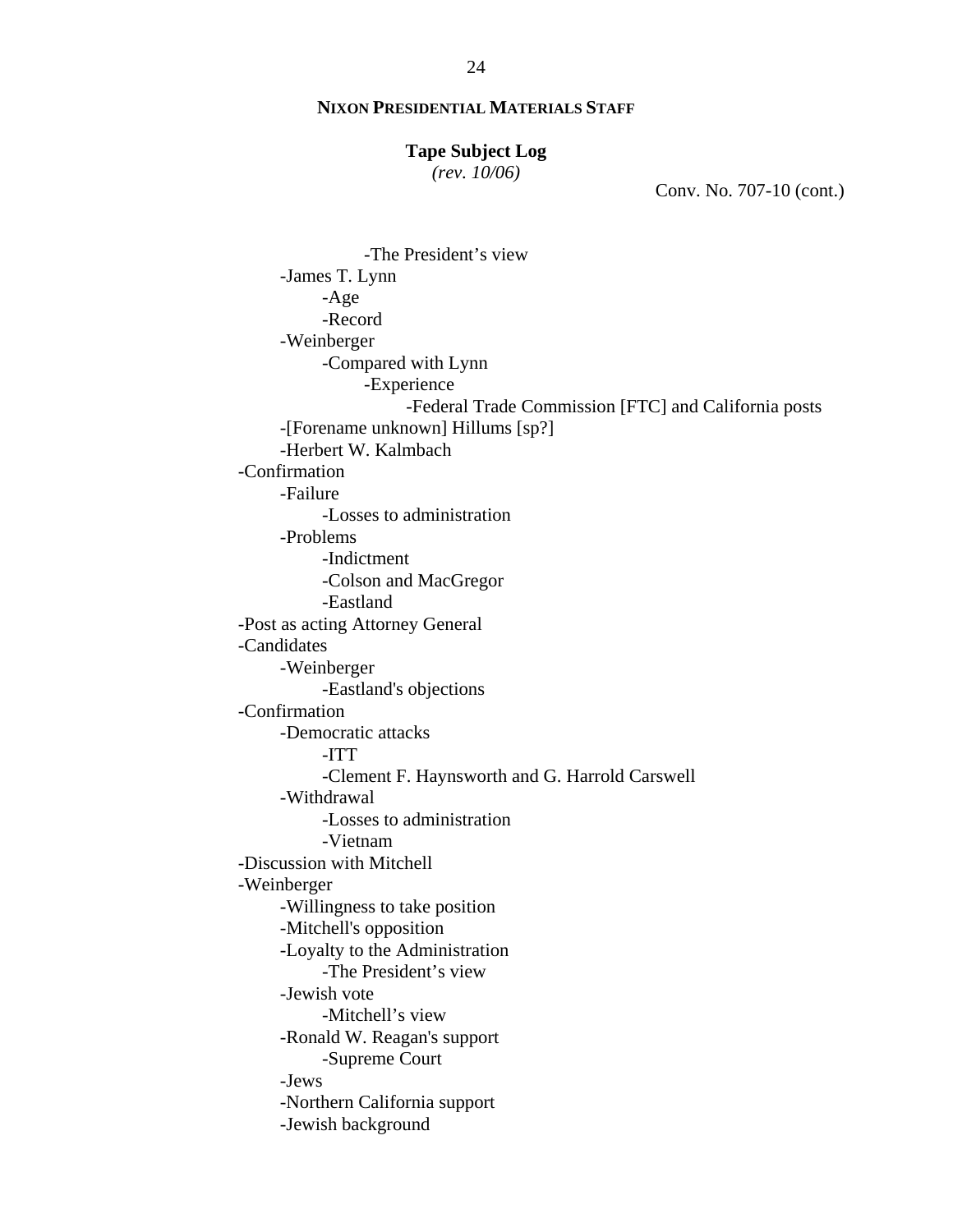**NIXON PRESIDENTIAL MATERIALS STAFF**

**Tape Subject Log**
*(rev. 10/06)*

Conv. No. 707-10 (cont.)

- -The President's view
  - -James T. Lynn
    - -Age
    - -Record
  - -Weinberger
    - -Compared with Lynn
      - -Experience
        - -Federal Trade Commission [FTC] and California posts
  - -[Forename unknown] Hillums [sp?]
  - -Herbert W. Kalmbach
- -Confirmation
  - -Failure
    - -Losses to administration
  - -Problems
    - -Indictment
    - -Colson and MacGregor
    - -Eastland
- -Post as acting Attorney General
- -Candidates
  - -Weinberger
    - -Eastland's objections
- -Confirmation
  - -Democratic attacks
    - -ITT
    - -Clement F. Haynsworth and G. Harrold Carswell
  - -Withdrawal
    - -Losses to administration
    - -Vietnam
- -Discussion with Mitchell
- -Weinberger
  - -Willingness to take position
  - -Mitchell's opposition
  - -Loyalty to the Administration
    - -The President's view
  - -Jewish vote
    - -Mitchell's view
  - -Ronald W. Reagan's support
    - -Supreme Court
  - -Jews
  - -Northern California support
  - -Jewish background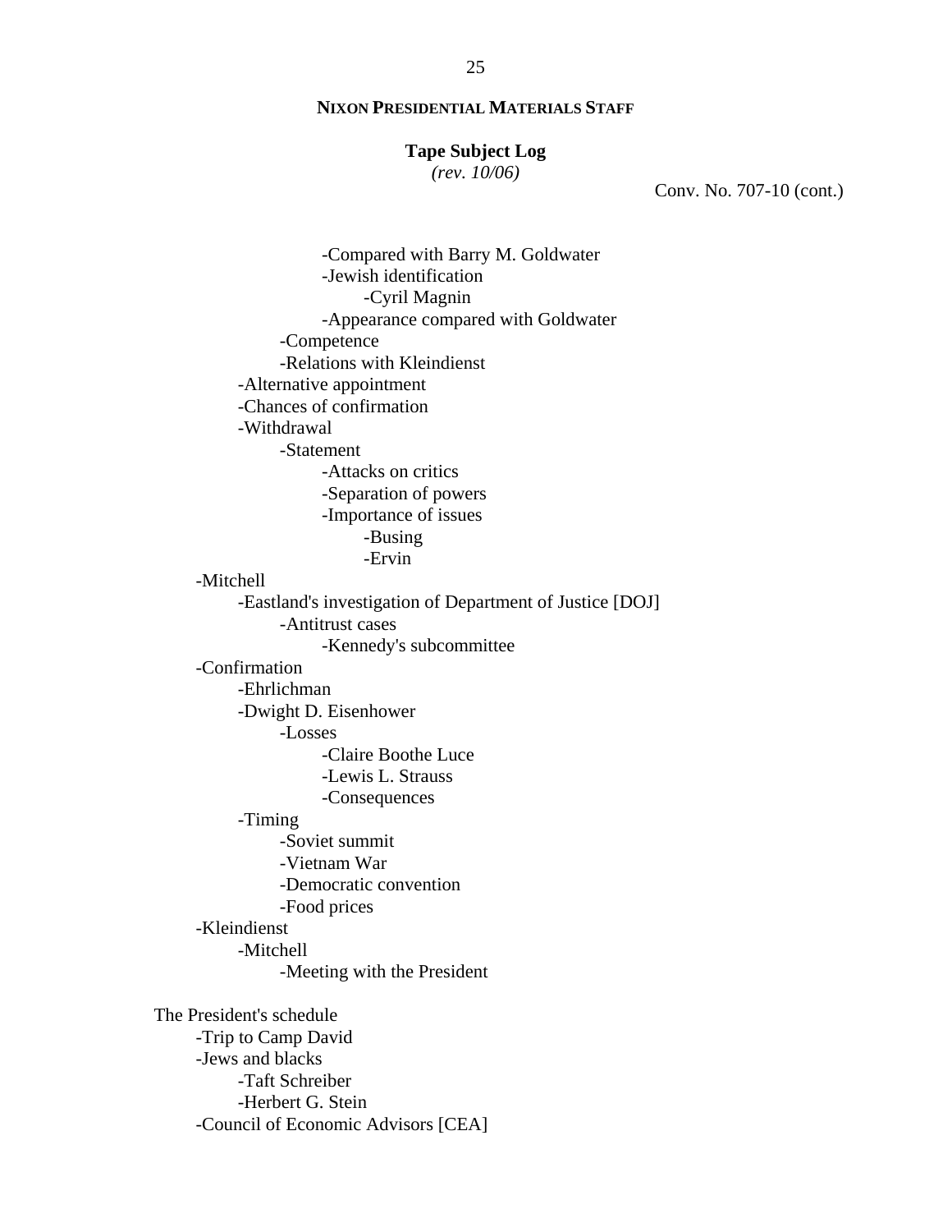**NIXON PRESIDENTIAL MATERIALS STAFF**

**Tape Subject Log**
*(rev. 10/06)*

Conv. No. 707-10 (cont.)

                -Compared with Barry M. Goldwater
                -Jewish identification
                    -Cyril Magnin
                -Appearance compared with Goldwater
            -Competence
            -Relations with Kleindienst
        -Alternative appointment
        -Chances of confirmation
        -Withdrawal
            -Statement
                -Attacks on critics
                -Separation of powers
                -Importance of issues
                    -Busing
                    -Ervin
    -Mitchell
        -Eastland's investigation of Department of Justice [DOJ]
            -Antitrust cases
                -Kennedy's subcommittee
    -Confirmation
        -Ehrlichman
        -Dwight D. Eisenhower
            -Losses
                -Claire Boothe Luce
                -Lewis L. Strauss
                -Consequences
        -Timing
            -Soviet summit
            -Vietnam War
            -Democratic convention
            -Food prices
    -Kleindienst
        -Mitchell
            -Meeting with the President

The President's schedule
    -Trip to Camp David
    -Jews and blacks
        -Taft Schreiber
        -Herbert G. Stein
    -Council of Economic Advisors [CEA]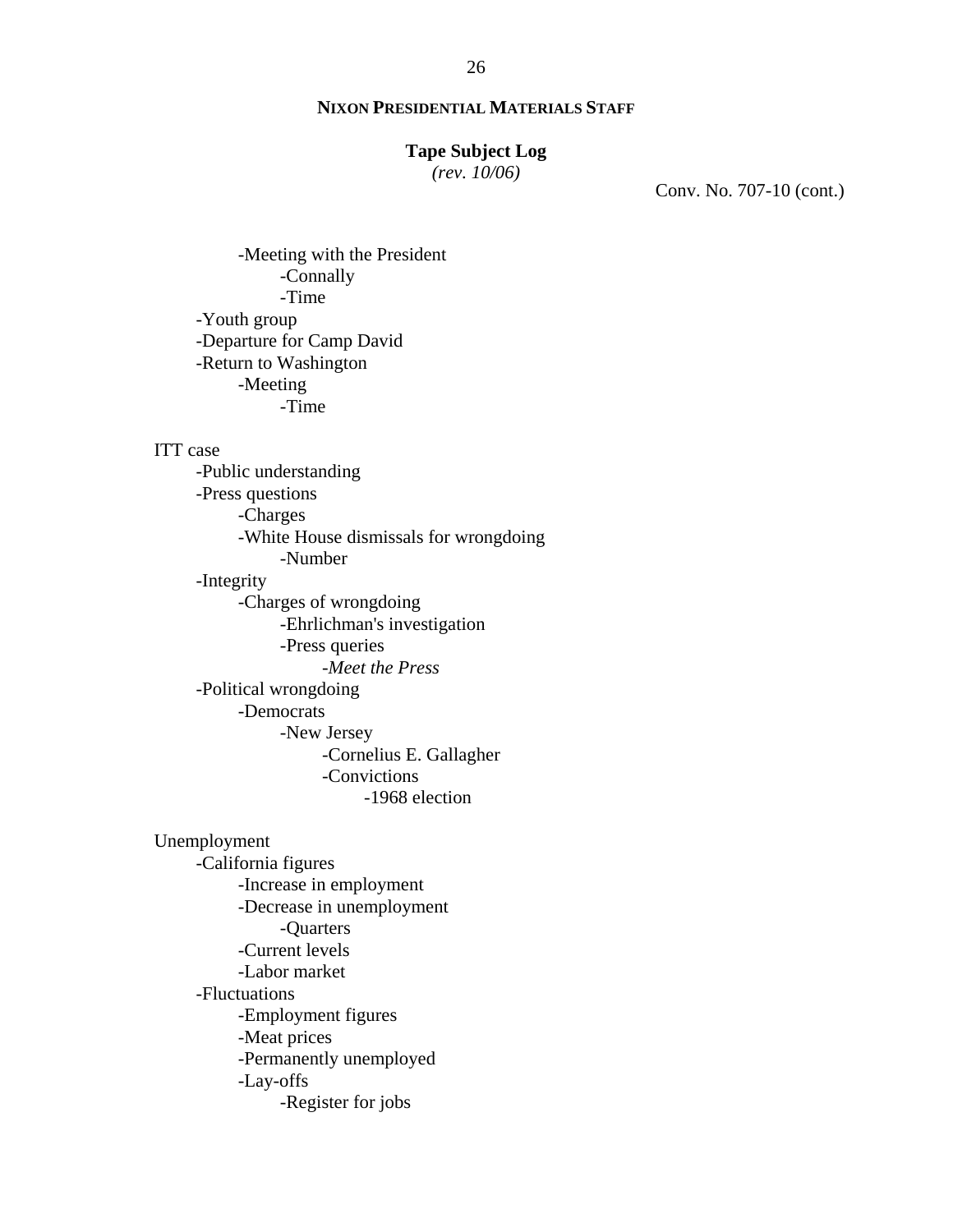**NIXON PRESIDENTIAL MATERIALS STAFF**

**Tape Subject Log**
*(rev. 10/06)*

Conv. No. 707-10 (cont.)

- -Meeting with the President
    - -Connally
    - -Time
- -Youth group
- -Departure for Camp David
- -Return to Washington
    - -Meeting
        - -Time

ITT case
- -Public understanding
- -Press questions
    - -Charges
    - -White House dismissals for wrongdoing
        - -Number
- -Integrity
    - -Charges of wrongdoing
        - -Ehrlichman's investigation
        - -Press queries
            - -*Meet the Press*
- -Political wrongdoing
    - -Democrats
        - -New Jersey
            - -Cornelius E. Gallagher
            - -Convictions
                - -1968 election

Unemployment
- -California figures
    - -Increase in employment
    - -Decrease in unemployment
        - -Quarters
    - -Current levels
    - -Labor market
- -Fluctuations
    - -Employment figures
    - -Meat prices
    - -Permanently unemployed
    - -Lay-offs
        - -Register for jobs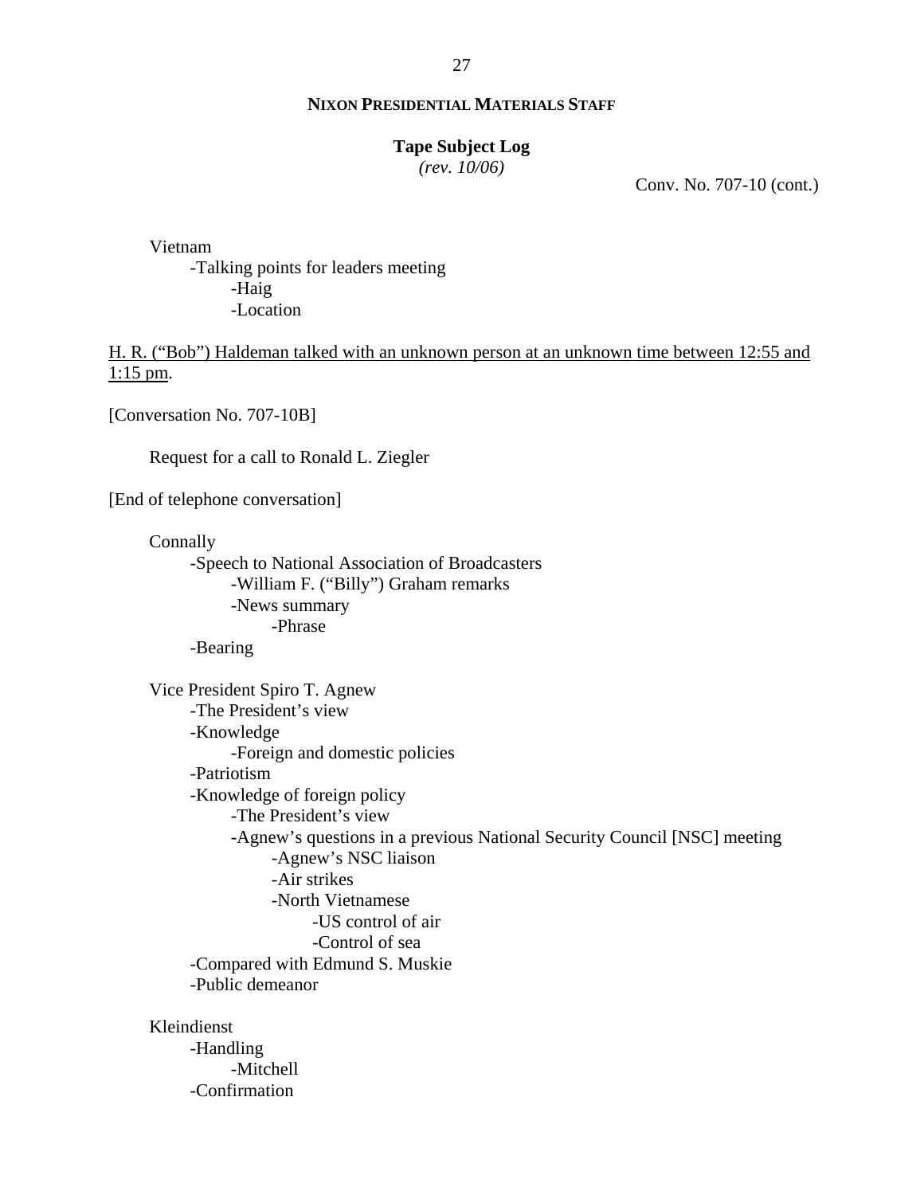**NIXON PRESIDENTIAL MATERIALS STAFF**

**Tape Subject Log**
*(rev. 10/06)*

Conv. No. 707-10 (cont.)

Vietnam
- -Talking points for leaders meeting
  - -Haig
  - -Location

<u>H. R. ("Bob") Haldeman talked with an unknown person at an unknown time between 12:55 and 1:15 pm</u>.

[Conversation No. 707-10B]

Request for a call to Ronald L. Ziegler

[End of telephone conversation]

Connally
- -Speech to National Association of Broadcasters
  - -William F. ("Billy") Graham remarks
  - -News summary
    - -Phrase
- -Bearing

Vice President Spiro T. Agnew
- -The President's view
- -Knowledge
  - -Foreign and domestic policies
- -Patriotism
- -Knowledge of foreign policy
  - -The President's view
  - -Agnew's questions in a previous National Security Council [NSC] meeting
    - -Agnew's NSC liaison
    - -Air strikes
    - -North Vietnamese
      - -US control of air
      - -Control of sea
- -Compared with Edmund S. Muskie
- -Public demeanor

Kleindienst
- -Handling
  - -Mitchell
- -Confirmation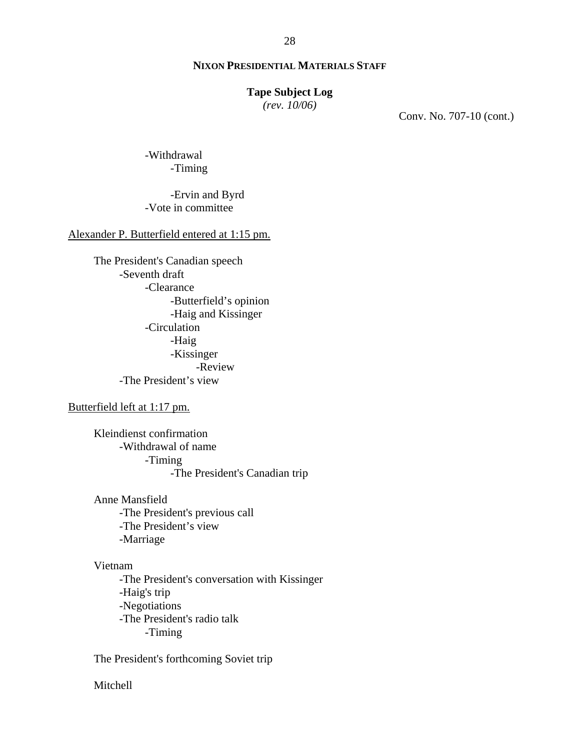**NIXON PRESIDENTIAL MATERIALS STAFF**

**Tape Subject Log**
*(rev. 10/06)*

Conv. No. 707-10 (cont.)

- -Withdrawal
  - -Timing

  - -Ervin and Byrd
- -Vote in committee

Alexander P. Butterfield entered at 1:15 pm.

The President's Canadian speech
- -Seventh draft
  - -Clearance
    - -Butterfield's opinion
    - -Haig and Kissinger
  - -Circulation
    - -Haig
    - -Kissinger
      - -Review
- -The President's view

Butterfield left at 1:17 pm.

Kleindienst confirmation
- -Withdrawal of name
  - -Timing
    - -The President's Canadian trip

Anne Mansfield
- -The President's previous call
- -The President's view
- -Marriage

Vietnam
- -The President's conversation with Kissinger
- -Haig's trip
- -Negotiations
- -The President's radio talk
  - -Timing

The President's forthcoming Soviet trip

Mitchell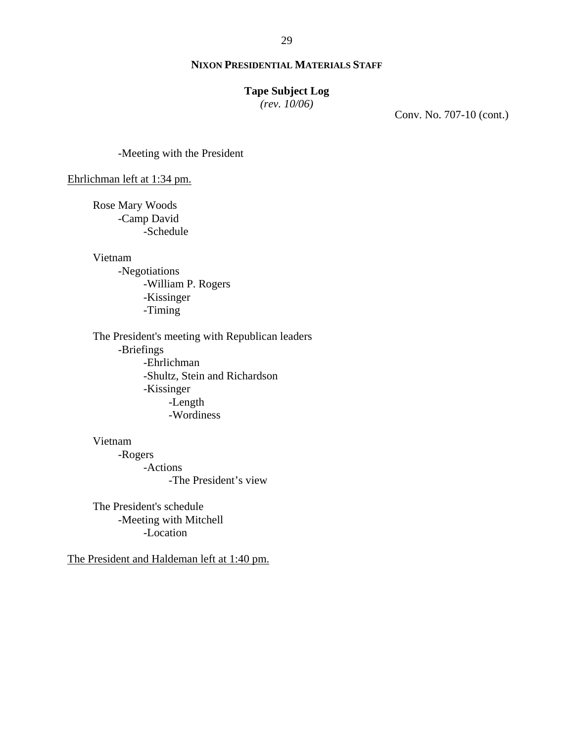**NIXON PRESIDENTIAL MATERIALS STAFF**

**Tape Subject Log**
*(rev. 10/06)*

Conv. No. 707-10 (cont.)

- -Meeting with the President

<u>Ehrlichman left at 1:34 pm.</u>

Rose Mary Woods
- -Camp David
  - -Schedule

Vietnam
- -Negotiations
  - -William P. Rogers
  - -Kissinger
  - -Timing

The President's meeting with Republican leaders
- -Briefings
  - -Ehrlichman
  - -Shultz, Stein and Richardson
  - -Kissinger
    - -Length
    - -Wordiness

Vietnam
- -Rogers
  - -Actions
    - -The President's view

The President's schedule
- -Meeting with Mitchell
  - -Location

<u>The President and Haldeman left at 1:40 pm.</u>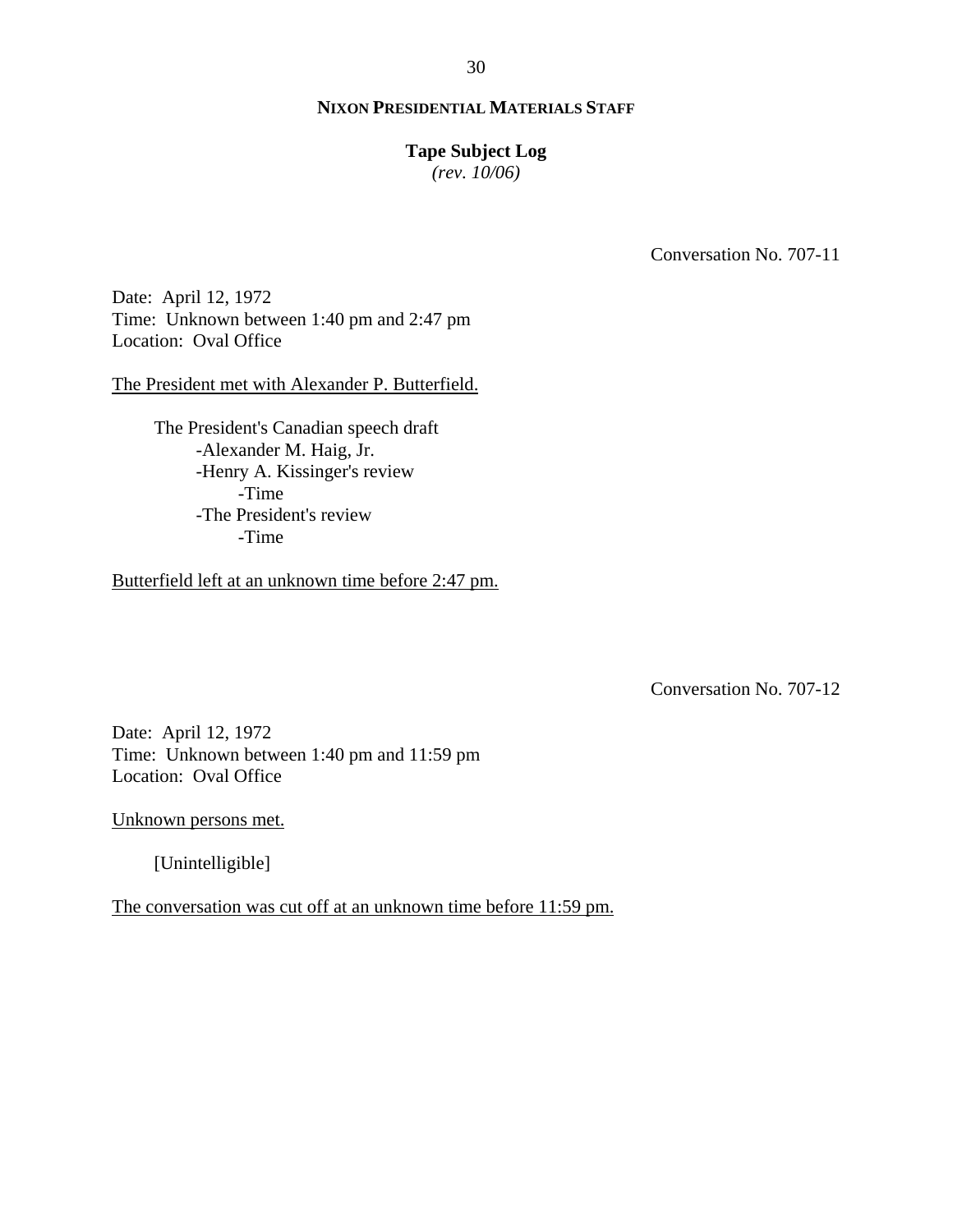**NIXON PRESIDENTIAL MATERIALS STAFF**

**Tape Subject Log**
*(rev. 10/06)*

Conversation No. 707-11

Date: April 12, 1972
Time: Unknown between 1:40 pm and 2:47 pm
Location: Oval Office

The President met with Alexander P. Butterfield.

- The President's Canadian speech draft
    - -Alexander M. Haig, Jr.
    - -Henry A. Kissinger's review
        - -Time
    - -The President's review
        - -Time

Butterfield left at an unknown time before 2:47 pm.

Conversation No. 707-12

Date: April 12, 1972
Time: Unknown between 1:40 pm and 11:59 pm
Location: Oval Office

Unknown persons met.

[Unintelligible]

The conversation was cut off at an unknown time before 11:59 pm.